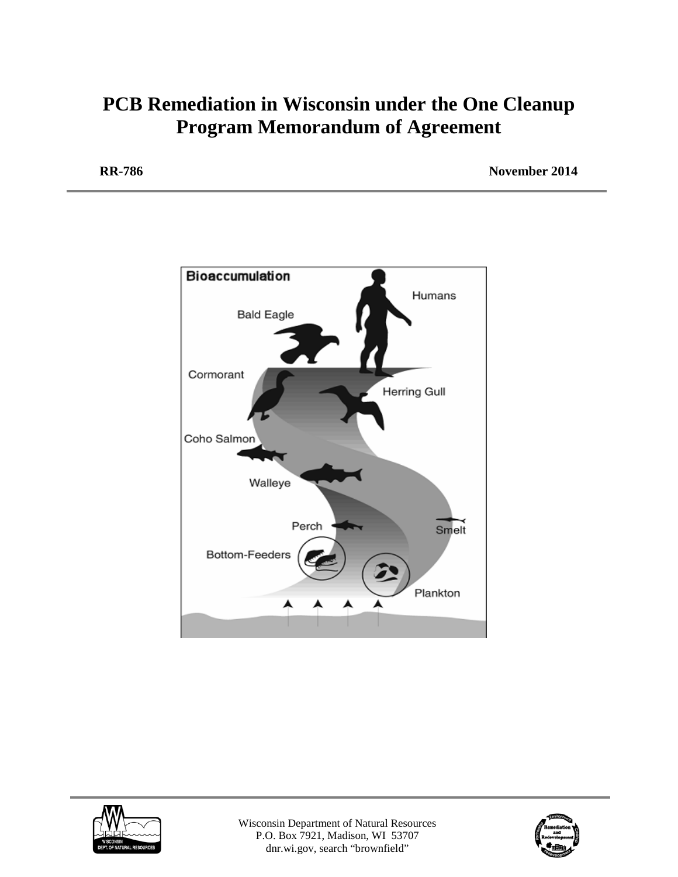# PCB Remediation in Wisconsin under the One Cleanup Program Memorandum of Agreement

**RR-786** **November 2014**

Wisconsin Department of Natural Resources
P.O. Box 7921, Madison, WI 53707
dnr.wi.gov, search "brownfield"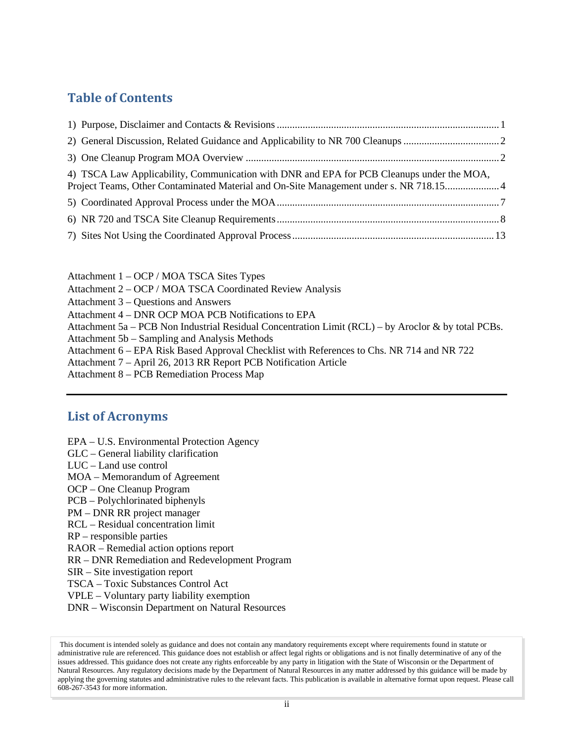## Table of Contents

1) Purpose, Disclaimer and Contacts & Revisions ..... 1

2) General Discussion, Related Guidance and Applicability to NR 700 Cleanups ..... 2

3) One Cleanup Program MOA Overview ..... 2

4) TSCA Law Applicability, Communication with DNR and EPA for PCB Cleanups under the MOA, Project Teams, Other Contaminated Material and On-Site Management under s. NR 718.15..... 4

5) Coordinated Approval Process under the MOA ..... 7

6) NR 720 and TSCA Site Cleanup Requirements ..... 8

7) Sites Not Using the Coordinated Approval Process ..... 13

Attachment 1 – OCP / MOA TSCA Sites Types
Attachment 2 – OCP / MOA TSCA Coordinated Review Analysis
Attachment 3 – Questions and Answers
Attachment 4 – DNR OCP MOA PCB Notifications to EPA
Attachment 5a – PCB Non Industrial Residual Concentration Limit (RCL) – by Aroclor & by total PCBs.
Attachment 5b – Sampling and Analysis Methods
Attachment 6 – EPA Risk Based Approval Checklist with References to Chs. NR 714 and NR 722
Attachment 7 – April 26, 2013 RR Report PCB Notification Article
Attachment 8 – PCB Remediation Process Map

---

## List of Acronyms

EPA – U.S. Environmental Protection Agency
GLC – General liability clarification
LUC – Land use control
MOA – Memorandum of Agreement
OCP – One Cleanup Program
PCB – Polychlorinated biphenyls
PM – DNR RR project manager
RCL – Residual concentration limit
RP – responsible parties
RAOR – Remedial action options report
RR – DNR Remediation and Redevelopment Program
SIR – Site investigation report
TSCA – Toxic Substances Control Act
VPLE – Voluntary party liability exemption
DNR – Wisconsin Department on Natural Resources

This document is intended solely as guidance and does not contain any mandatory requirements except where requirements found in statute or administrative rule are referenced. This guidance does not establish or affect legal rights or obligations and is not finally determinative of any of the issues addressed. This guidance does not create any rights enforceable by any party in litigation with the State of Wisconsin or the Department of Natural Resources. Any regulatory decisions made by the Department of Natural Resources in any matter addressed by this guidance will be made by applying the governing statutes and administrative rules to the relevant facts. This publication is available in alternative format upon request. Please call 608-267-3543 for more information.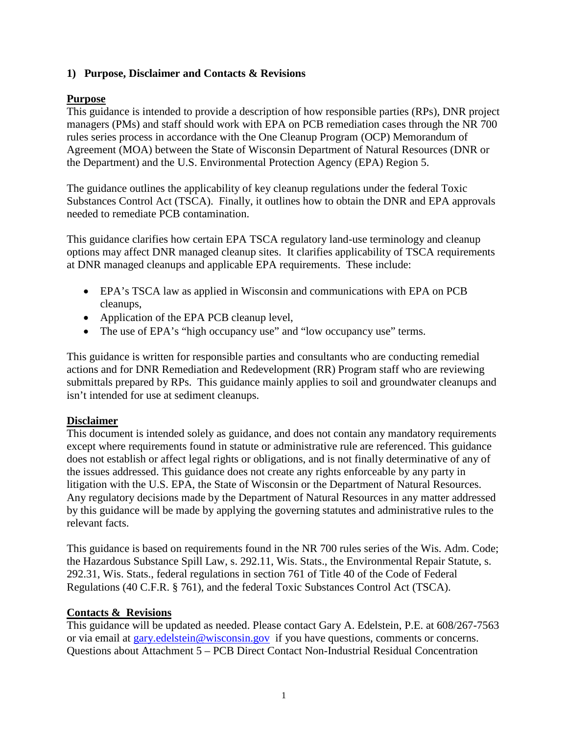## 1) Purpose, Disclaimer and Contacts & Revisions

### Purpose

This guidance is intended to provide a description of how responsible parties (RPs), DNR project managers (PMs) and staff should work with EPA on PCB remediation cases through the NR 700 rules series process in accordance with the One Cleanup Program (OCP) Memorandum of Agreement (MOA) between the State of Wisconsin Department of Natural Resources (DNR or the Department) and the U.S. Environmental Protection Agency (EPA) Region 5.

The guidance outlines the applicability of key cleanup regulations under the federal Toxic Substances Control Act (TSCA). Finally, it outlines how to obtain the DNR and EPA approvals needed to remediate PCB contamination.

This guidance clarifies how certain EPA TSCA regulatory land-use terminology and cleanup options may affect DNR managed cleanup sites. It clarifies applicability of TSCA requirements at DNR managed cleanups and applicable EPA requirements. These include:

- EPA's TSCA law as applied in Wisconsin and communications with EPA on PCB cleanups,
- Application of the EPA PCB cleanup level,
- The use of EPA's "high occupancy use" and "low occupancy use" terms.

This guidance is written for responsible parties and consultants who are conducting remedial actions and for DNR Remediation and Redevelopment (RR) Program staff who are reviewing submittals prepared by RPs. This guidance mainly applies to soil and groundwater cleanups and isn't intended for use at sediment cleanups.

### Disclaimer

This document is intended solely as guidance, and does not contain any mandatory requirements except where requirements found in statute or administrative rule are referenced. This guidance does not establish or affect legal rights or obligations, and is not finally determinative of any of the issues addressed. This guidance does not create any rights enforceable by any party in litigation with the U.S. EPA, the State of Wisconsin or the Department of Natural Resources. Any regulatory decisions made by the Department of Natural Resources in any matter addressed by this guidance will be made by applying the governing statutes and administrative rules to the relevant facts.

This guidance is based on requirements found in the NR 700 rules series of the Wis. Adm. Code; the Hazardous Substance Spill Law, s. 292.11, Wis. Stats., the Environmental Repair Statute, s. 292.31, Wis. Stats., federal regulations in section 761 of Title 40 of the Code of Federal Regulations (40 C.F.R. § 761), and the federal Toxic Substances Control Act (TSCA).

### Contacts & Revisions

This guidance will be updated as needed. Please contact Gary A. Edelstein, P.E. at 608/267-7563 or via email at gary.edelstein@wisconsin.gov if you have questions, comments or concerns. Questions about Attachment 5 – PCB Direct Contact Non-Industrial Residual Concentration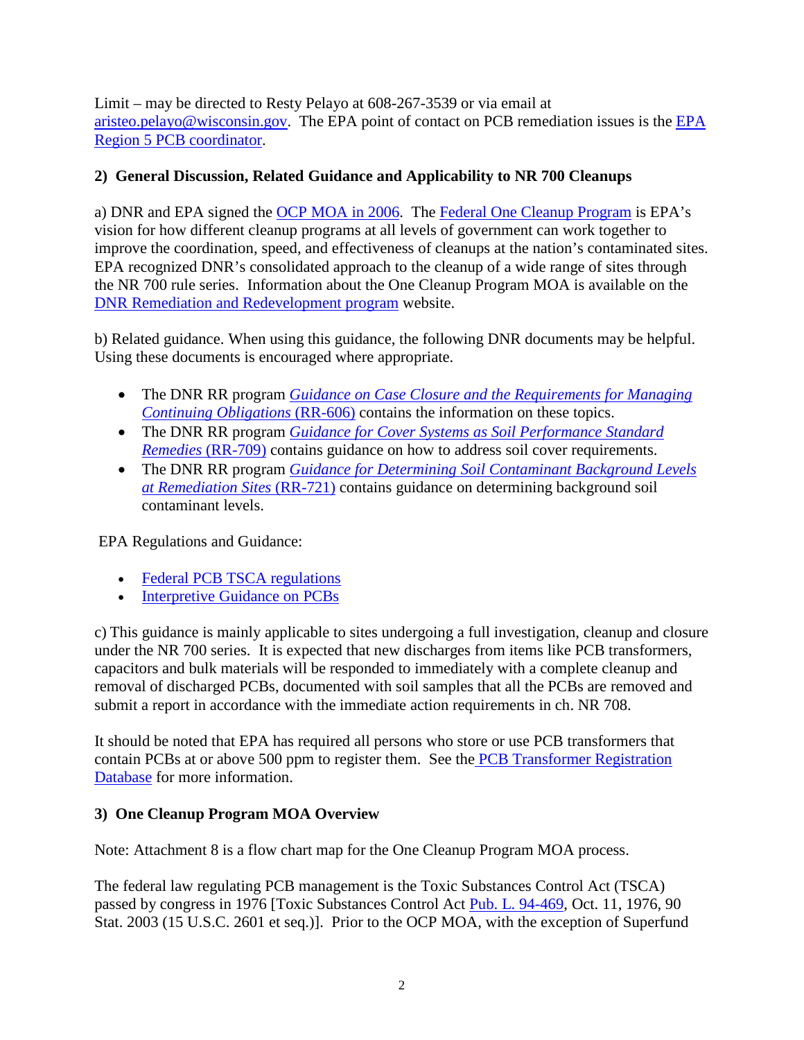Limit – may be directed to Resty Pelayo at 608-267-3539 or via email at aristeo.pelayo@wisconsin.gov. The EPA point of contact on PCB remediation issues is the EPA Region 5 PCB coordinator.

## 2) General Discussion, Related Guidance and Applicability to NR 700 Cleanups

a) DNR and EPA signed the OCP MOA in 2006. The Federal One Cleanup Program is EPA's vision for how different cleanup programs at all levels of government can work together to improve the coordination, speed, and effectiveness of cleanups at the nation's contaminated sites. EPA recognized DNR's consolidated approach to the cleanup of a wide range of sites through the NR 700 rule series. Information about the One Cleanup Program MOA is available on the DNR Remediation and Redevelopment program website.

b) Related guidance. When using this guidance, the following DNR documents may be helpful. Using these documents is encouraged where appropriate.

- The DNR RR program *Guidance on Case Closure and the Requirements for Managing Continuing Obligations* (RR-606) contains the information on these topics.
- The DNR RR program *Guidance for Cover Systems as Soil Performance Standard Remedies* (RR-709) contains guidance on how to address soil cover requirements.
- The DNR RR program *Guidance for Determining Soil Contaminant Background Levels at Remediation Sites* (RR-721) contains guidance on determining background soil contaminant levels.

EPA Regulations and Guidance:

- Federal PCB TSCA regulations
- Interpretive Guidance on PCBs

c) This guidance is mainly applicable to sites undergoing a full investigation, cleanup and closure under the NR 700 series. It is expected that new discharges from items like PCB transformers, capacitors and bulk materials will be responded to immediately with a complete cleanup and removal of discharged PCBs, documented with soil samples that all the PCBs are removed and submit a report in accordance with the immediate action requirements in ch. NR 708.

It should be noted that EPA has required all persons who store or use PCB transformers that contain PCBs at or above 500 ppm to register them. See the PCB Transformer Registration Database for more information.

## 3) One Cleanup Program MOA Overview

Note: Attachment 8 is a flow chart map for the One Cleanup Program MOA process.

The federal law regulating PCB management is the Toxic Substances Control Act (TSCA) passed by congress in 1976 [Toxic Substances Control Act Pub. L. 94-469, Oct. 11, 1976, 90 Stat. 2003 (15 U.S.C. 2601 et seq.)]. Prior to the OCP MOA, with the exception of Superfund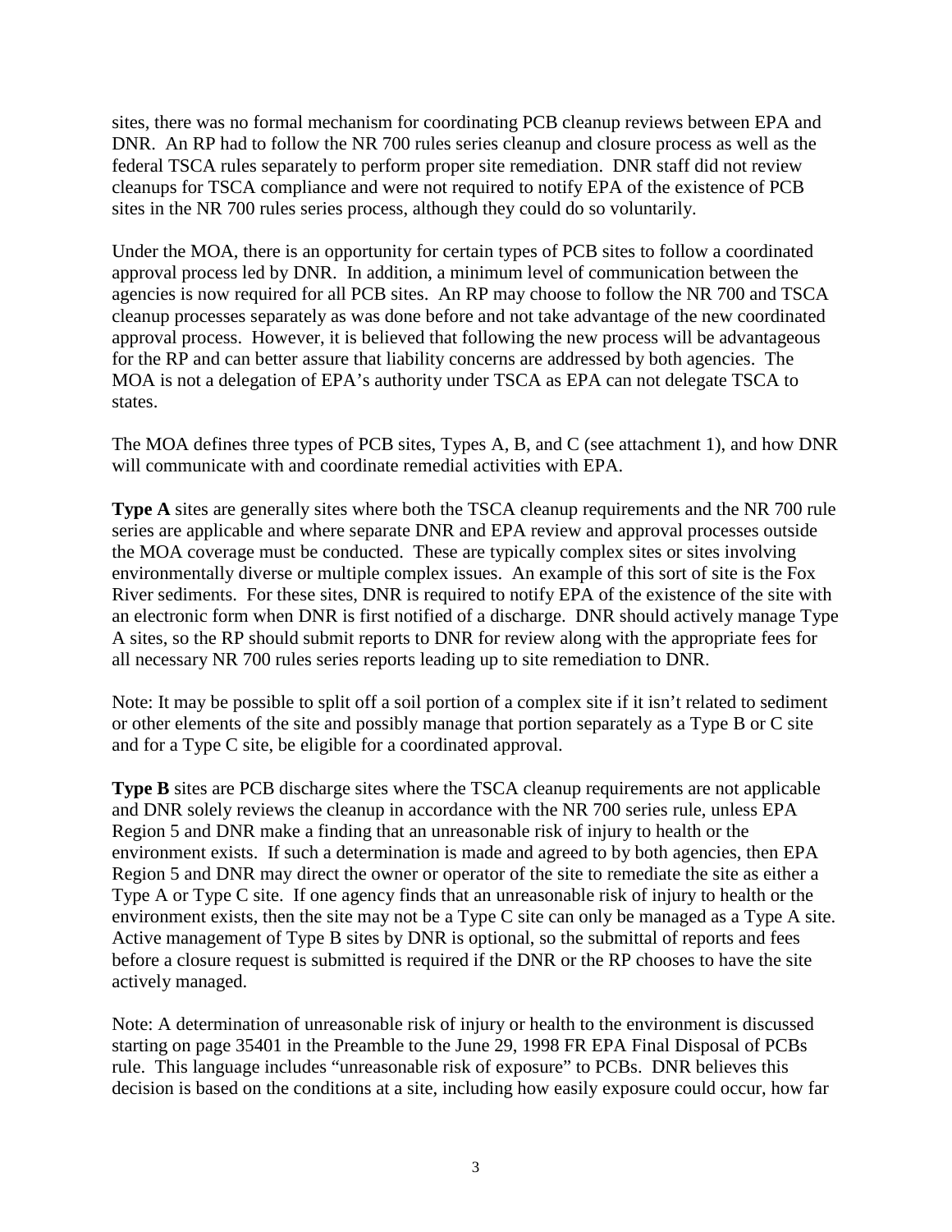sites, there was no formal mechanism for coordinating PCB cleanup reviews between EPA and DNR. An RP had to follow the NR 700 rules series cleanup and closure process as well as the federal TSCA rules separately to perform proper site remediation. DNR staff did not review cleanups for TSCA compliance and were not required to notify EPA of the existence of PCB sites in the NR 700 rules series process, although they could do so voluntarily.

Under the MOA, there is an opportunity for certain types of PCB sites to follow a coordinated approval process led by DNR. In addition, a minimum level of communication between the agencies is now required for all PCB sites. An RP may choose to follow the NR 700 and TSCA cleanup processes separately as was done before and not take advantage of the new coordinated approval process. However, it is believed that following the new process will be advantageous for the RP and can better assure that liability concerns are addressed by both agencies. The MOA is not a delegation of EPA's authority under TSCA as EPA can not delegate TSCA to states.

The MOA defines three types of PCB sites, Types A, B, and C (see attachment 1), and how DNR will communicate with and coordinate remedial activities with EPA.

**Type A** sites are generally sites where both the TSCA cleanup requirements and the NR 700 rule series are applicable and where separate DNR and EPA review and approval processes outside the MOA coverage must be conducted. These are typically complex sites or sites involving environmentally diverse or multiple complex issues. An example of this sort of site is the Fox River sediments. For these sites, DNR is required to notify EPA of the existence of the site with an electronic form when DNR is first notified of a discharge. DNR should actively manage Type A sites, so the RP should submit reports to DNR for review along with the appropriate fees for all necessary NR 700 rules series reports leading up to site remediation to DNR.

Note: It may be possible to split off a soil portion of a complex site if it isn't related to sediment or other elements of the site and possibly manage that portion separately as a Type B or C site and for a Type C site, be eligible for a coordinated approval.

**Type B** sites are PCB discharge sites where the TSCA cleanup requirements are not applicable and DNR solely reviews the cleanup in accordance with the NR 700 series rule, unless EPA Region 5 and DNR make a finding that an unreasonable risk of injury to health or the environment exists. If such a determination is made and agreed to by both agencies, then EPA Region 5 and DNR may direct the owner or operator of the site to remediate the site as either a Type A or Type C site. If one agency finds that an unreasonable risk of injury to health or the environment exists, then the site may not be a Type C site can only be managed as a Type A site. Active management of Type B sites by DNR is optional, so the submittal of reports and fees before a closure request is submitted is required if the DNR or the RP chooses to have the site actively managed.

Note: A determination of unreasonable risk of injury or health to the environment is discussed starting on page 35401 in the Preamble to the June 29, 1998 FR EPA Final Disposal of PCBs rule. This language includes "unreasonable risk of exposure" to PCBs. DNR believes this decision is based on the conditions at a site, including how easily exposure could occur, how far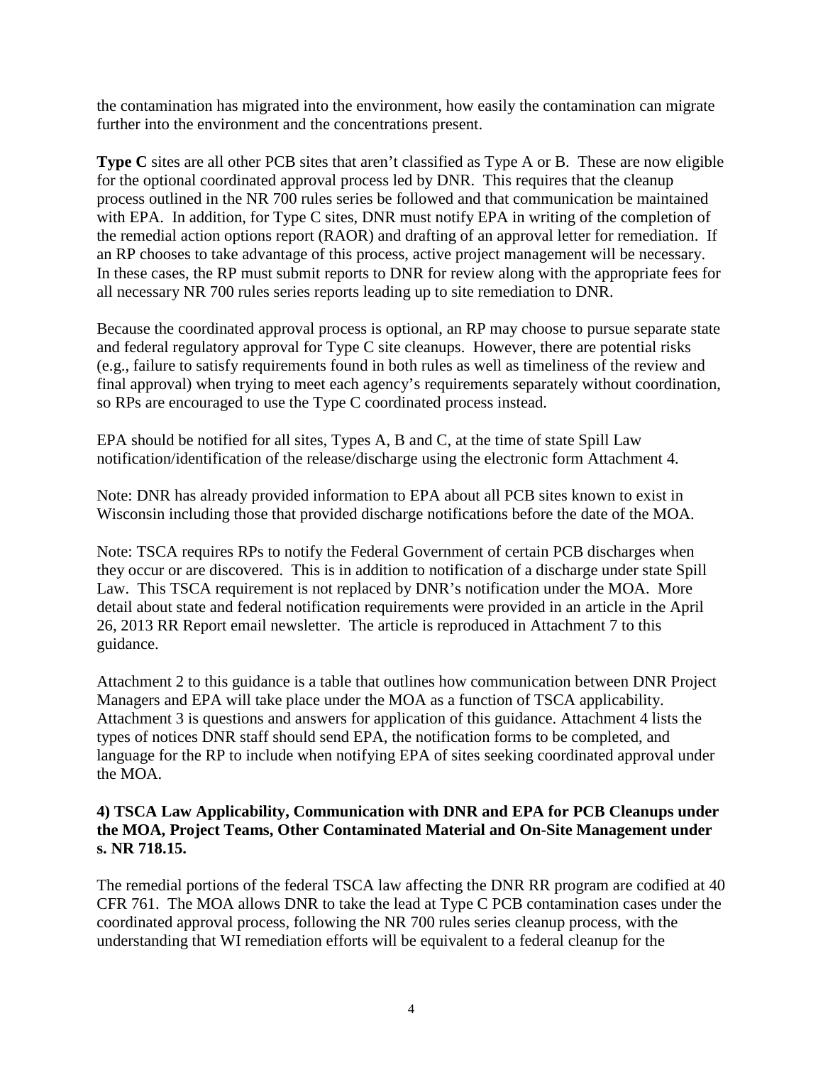the contamination has migrated into the environment, how easily the contamination can migrate further into the environment and the concentrations present.

**Type C** sites are all other PCB sites that aren't classified as Type A or B. These are now eligible for the optional coordinated approval process led by DNR. This requires that the cleanup process outlined in the NR 700 rules series be followed and that communication be maintained with EPA. In addition, for Type C sites, DNR must notify EPA in writing of the completion of the remedial action options report (RAOR) and drafting of an approval letter for remediation. If an RP chooses to take advantage of this process, active project management will be necessary. In these cases, the RP must submit reports to DNR for review along with the appropriate fees for all necessary NR 700 rules series reports leading up to site remediation to DNR.

Because the coordinated approval process is optional, an RP may choose to pursue separate state and federal regulatory approval for Type C site cleanups. However, there are potential risks (e.g., failure to satisfy requirements found in both rules as well as timeliness of the review and final approval) when trying to meet each agency's requirements separately without coordination, so RPs are encouraged to use the Type C coordinated process instead.

EPA should be notified for all sites, Types A, B and C, at the time of state Spill Law notification/identification of the release/discharge using the electronic form Attachment 4.

Note: DNR has already provided information to EPA about all PCB sites known to exist in Wisconsin including those that provided discharge notifications before the date of the MOA.

Note: TSCA requires RPs to notify the Federal Government of certain PCB discharges when they occur or are discovered. This is in addition to notification of a discharge under state Spill Law. This TSCA requirement is not replaced by DNR's notification under the MOA. More detail about state and federal notification requirements were provided in an article in the April 26, 2013 RR Report email newsletter. The article is reproduced in Attachment 7 to this guidance.

Attachment 2 to this guidance is a table that outlines how communication between DNR Project Managers and EPA will take place under the MOA as a function of TSCA applicability. Attachment 3 is questions and answers for application of this guidance. Attachment 4 lists the types of notices DNR staff should send EPA, the notification forms to be completed, and language for the RP to include when notifying EPA of sites seeking coordinated approval under the MOA.

### 4) TSCA Law Applicability, Communication with DNR and EPA for PCB Cleanups under the MOA, Project Teams, Other Contaminated Material and On-Site Management under s. NR 718.15.

The remedial portions of the federal TSCA law affecting the DNR RR program are codified at 40 CFR 761. The MOA allows DNR to take the lead at Type C PCB contamination cases under the coordinated approval process, following the NR 700 rules series cleanup process, with the understanding that WI remediation efforts will be equivalent to a federal cleanup for the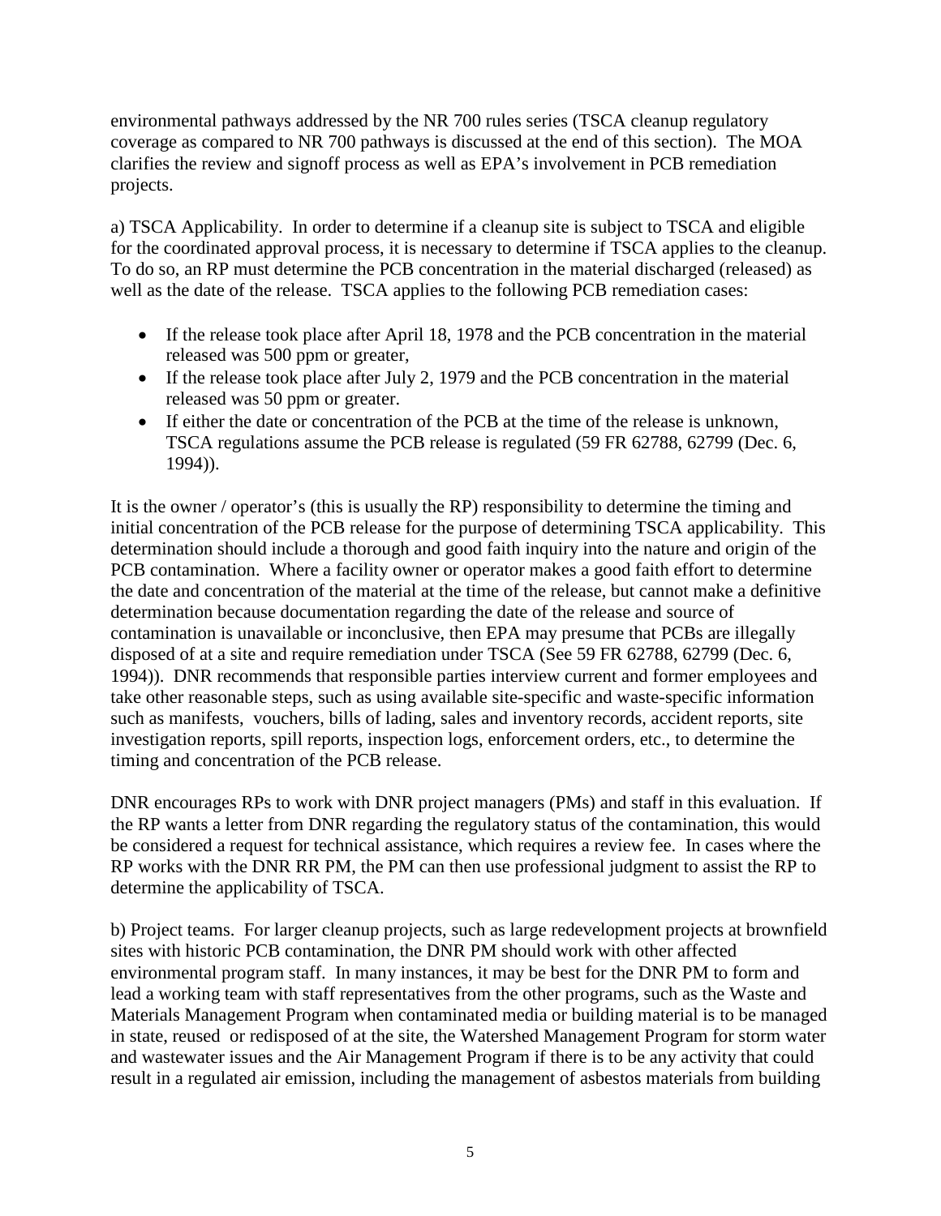environmental pathways addressed by the NR 700 rules series (TSCA cleanup regulatory coverage as compared to NR 700 pathways is discussed at the end of this section). The MOA clarifies the review and signoff process as well as EPA's involvement in PCB remediation projects.

a) TSCA Applicability. In order to determine if a cleanup site is subject to TSCA and eligible for the coordinated approval process, it is necessary to determine if TSCA applies to the cleanup. To do so, an RP must determine the PCB concentration in the material discharged (released) as well as the date of the release. TSCA applies to the following PCB remediation cases:

- If the release took place after April 18, 1978 and the PCB concentration in the material released was 500 ppm or greater,
- If the release took place after July 2, 1979 and the PCB concentration in the material released was 50 ppm or greater.
- If either the date or concentration of the PCB at the time of the release is unknown, TSCA regulations assume the PCB release is regulated (59 FR 62788, 62799 (Dec. 6, 1994)).

It is the owner / operator's (this is usually the RP) responsibility to determine the timing and initial concentration of the PCB release for the purpose of determining TSCA applicability. This determination should include a thorough and good faith inquiry into the nature and origin of the PCB contamination. Where a facility owner or operator makes a good faith effort to determine the date and concentration of the material at the time of the release, but cannot make a definitive determination because documentation regarding the date of the release and source of contamination is unavailable or inconclusive, then EPA may presume that PCBs are illegally disposed of at a site and require remediation under TSCA (See 59 FR 62788, 62799 (Dec. 6, 1994)). DNR recommends that responsible parties interview current and former employees and take other reasonable steps, such as using available site-specific and waste-specific information such as manifests, vouchers, bills of lading, sales and inventory records, accident reports, site investigation reports, spill reports, inspection logs, enforcement orders, etc., to determine the timing and concentration of the PCB release.

DNR encourages RPs to work with DNR project managers (PMs) and staff in this evaluation. If the RP wants a letter from DNR regarding the regulatory status of the contamination, this would be considered a request for technical assistance, which requires a review fee. In cases where the RP works with the DNR RR PM, the PM can then use professional judgment to assist the RP to determine the applicability of TSCA.

b) Project teams. For larger cleanup projects, such as large redevelopment projects at brownfield sites with historic PCB contamination, the DNR PM should work with other affected environmental program staff. In many instances, it may be best for the DNR PM to form and lead a working team with staff representatives from the other programs, such as the Waste and Materials Management Program when contaminated media or building material is to be managed in state, reused or redisposed of at the site, the Watershed Management Program for storm water and wastewater issues and the Air Management Program if there is to be any activity that could result in a regulated air emission, including the management of asbestos materials from building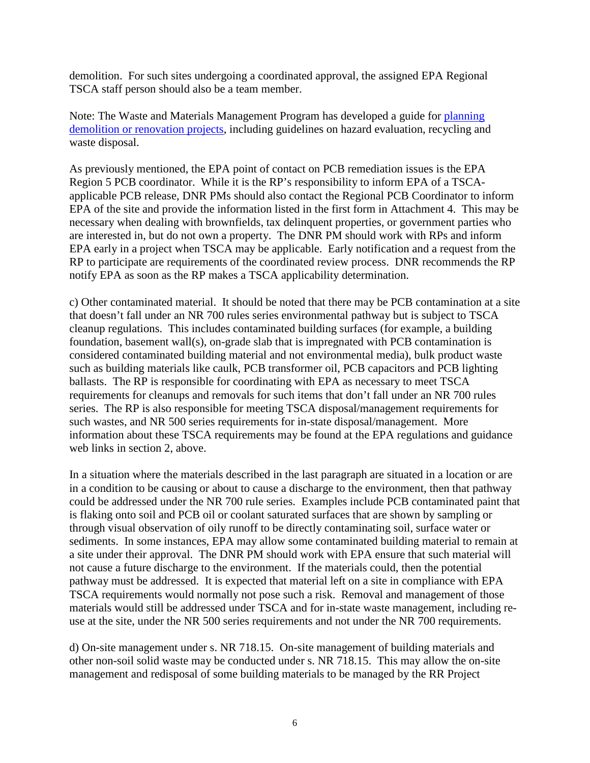demolition. For such sites undergoing a coordinated approval, the assigned EPA Regional TSCA staff person should also be a team member.

Note: The Waste and Materials Management Program has developed a guide for [planning demolition or renovation projects](), including guidelines on hazard evaluation, recycling and waste disposal.

As previously mentioned, the EPA point of contact on PCB remediation issues is the EPA Region 5 PCB coordinator. While it is the RP's responsibility to inform EPA of a TSCA-applicable PCB release, DNR PMs should also contact the Regional PCB Coordinator to inform EPA of the site and provide the information listed in the first form in Attachment 4. This may be necessary when dealing with brownfields, tax delinquent properties, or government parties who are interested in, but do not own a property. The DNR PM should work with RPs and inform EPA early in a project when TSCA may be applicable. Early notification and a request from the RP to participate are requirements of the coordinated review process. DNR recommends the RP notify EPA as soon as the RP makes a TSCA applicability determination.

c) Other contaminated material. It should be noted that there may be PCB contamination at a site that doesn't fall under an NR 700 rules series environmental pathway but is subject to TSCA cleanup regulations. This includes contaminated building surfaces (for example, a building foundation, basement wall(s), on-grade slab that is impregnated with PCB contamination is considered contaminated building material and not environmental media), bulk product waste such as building materials like caulk, PCB transformer oil, PCB capacitors and PCB lighting ballasts. The RP is responsible for coordinating with EPA as necessary to meet TSCA requirements for cleanups and removals for such items that don't fall under an NR 700 rules series. The RP is also responsible for meeting TSCA disposal/management requirements for such wastes, and NR 500 series requirements for in-state disposal/management. More information about these TSCA requirements may be found at the EPA regulations and guidance web links in section 2, above.

In a situation where the materials described in the last paragraph are situated in a location or are in a condition to be causing or about to cause a discharge to the environment, then that pathway could be addressed under the NR 700 rule series. Examples include PCB contaminated paint that is flaking onto soil and PCB oil or coolant saturated surfaces that are shown by sampling or through visual observation of oily runoff to be directly contaminating soil, surface water or sediments. In some instances, EPA may allow some contaminated building material to remain at a site under their approval. The DNR PM should work with EPA ensure that such material will not cause a future discharge to the environment. If the materials could, then the potential pathway must be addressed. It is expected that material left on a site in compliance with EPA TSCA requirements would normally not pose such a risk. Removal and management of those materials would still be addressed under TSCA and for in-state waste management, including re-use at the site, under the NR 500 series requirements and not under the NR 700 requirements.

d) On-site management under s. NR 718.15. On-site management of building materials and other non-soil solid waste may be conducted under s. NR 718.15. This may allow the on-site management and redisposal of some building materials to be managed by the RR Project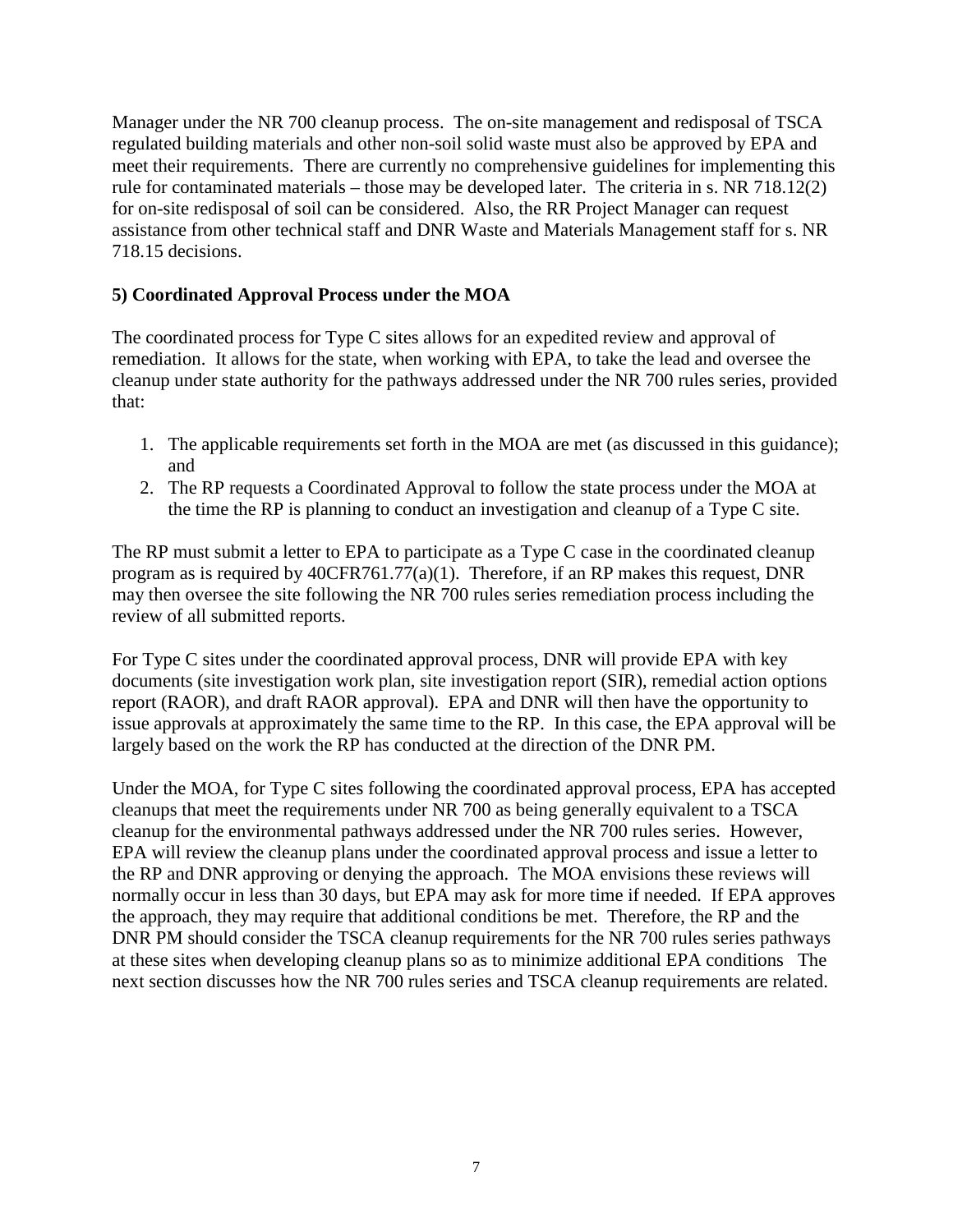Manager under the NR 700 cleanup process. The on-site management and redisposal of TSCA regulated building materials and other non-soil solid waste must also be approved by EPA and meet their requirements. There are currently no comprehensive guidelines for implementing this rule for contaminated materials – those may be developed later. The criteria in s. NR 718.12(2) for on-site redisposal of soil can be considered. Also, the RR Project Manager can request assistance from other technical staff and DNR Waste and Materials Management staff for s. NR 718.15 decisions.

**5) Coordinated Approval Process under the MOA**

The coordinated process for Type C sites allows for an expedited review and approval of remediation. It allows for the state, when working with EPA, to take the lead and oversee the cleanup under state authority for the pathways addressed under the NR 700 rules series, provided that:

1. The applicable requirements set forth in the MOA are met (as discussed in this guidance); and
2. The RP requests a Coordinated Approval to follow the state process under the MOA at the time the RP is planning to conduct an investigation and cleanup of a Type C site.

The RP must submit a letter to EPA to participate as a Type C case in the coordinated cleanup program as is required by 40CFR761.77(a)(1). Therefore, if an RP makes this request, DNR may then oversee the site following the NR 700 rules series remediation process including the review of all submitted reports.

For Type C sites under the coordinated approval process, DNR will provide EPA with key documents (site investigation work plan, site investigation report (SIR), remedial action options report (RAOR), and draft RAOR approval). EPA and DNR will then have the opportunity to issue approvals at approximately the same time to the RP. In this case, the EPA approval will be largely based on the work the RP has conducted at the direction of the DNR PM.

Under the MOA, for Type C sites following the coordinated approval process, EPA has accepted cleanups that meet the requirements under NR 700 as being generally equivalent to a TSCA cleanup for the environmental pathways addressed under the NR 700 rules series. However, EPA will review the cleanup plans under the coordinated approval process and issue a letter to the RP and DNR approving or denying the approach. The MOA envisions these reviews will normally occur in less than 30 days, but EPA may ask for more time if needed. If EPA approves the approach, they may require that additional conditions be met. Therefore, the RP and the DNR PM should consider the TSCA cleanup requirements for the NR 700 rules series pathways at these sites when developing cleanup plans so as to minimize additional EPA conditions The next section discusses how the NR 700 rules series and TSCA cleanup requirements are related.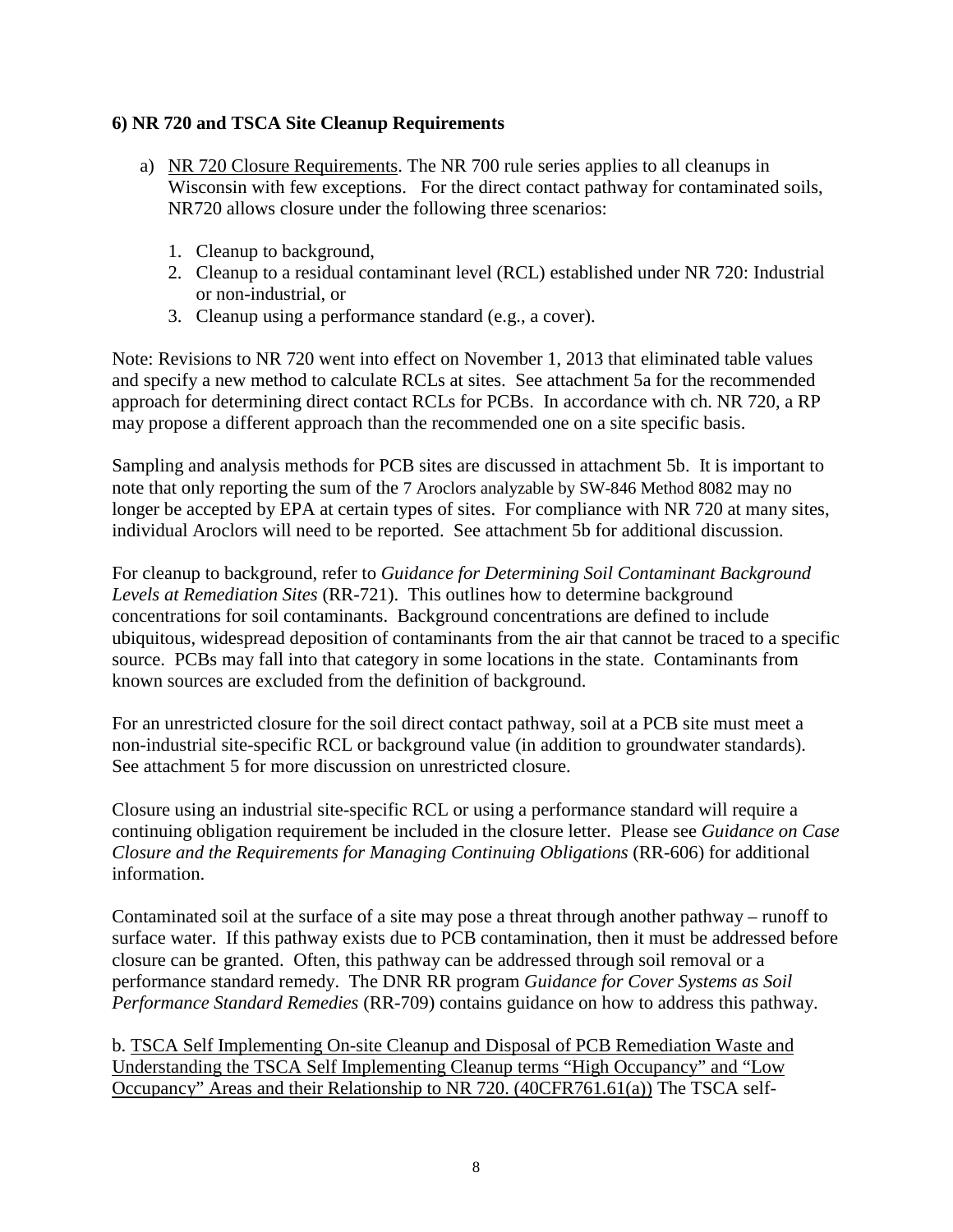### 6) NR 720 and TSCA Site Cleanup Requirements

a) <u>NR 720 Closure Requirements</u>. The NR 700 rule series applies to all cleanups in Wisconsin with few exceptions. For the direct contact pathway for contaminated soils, NR720 allows closure under the following three scenarios:

1. Cleanup to background,
2. Cleanup to a residual contaminant level (RCL) established under NR 720: Industrial or non-industrial, or
3. Cleanup using a performance standard (e.g., a cover).

Note: Revisions to NR 720 went into effect on November 1, 2013 that eliminated table values and specify a new method to calculate RCLs at sites. See attachment 5a for the recommended approach for determining direct contact RCLs for PCBs. In accordance with ch. NR 720, a RP may propose a different approach than the recommended one on a site specific basis.

Sampling and analysis methods for PCB sites are discussed in attachment 5b. It is important to note that only reporting the sum of the 7 Aroclors analyzable by SW-846 Method 8082 may no longer be accepted by EPA at certain types of sites. For compliance with NR 720 at many sites, individual Aroclors will need to be reported. See attachment 5b for additional discussion.

For cleanup to background, refer to *Guidance for Determining Soil Contaminant Background Levels at Remediation Sites* (RR-721). This outlines how to determine background concentrations for soil contaminants. Background concentrations are defined to include ubiquitous, widespread deposition of contaminants from the air that cannot be traced to a specific source. PCBs may fall into that category in some locations in the state. Contaminants from known sources are excluded from the definition of background.

For an unrestricted closure for the soil direct contact pathway, soil at a PCB site must meet a non-industrial site-specific RCL or background value (in addition to groundwater standards). See attachment 5 for more discussion on unrestricted closure.

Closure using an industrial site-specific RCL or using a performance standard will require a continuing obligation requirement be included in the closure letter. Please see *Guidance on Case Closure and the Requirements for Managing Continuing Obligations* (RR-606) for additional information.

Contaminated soil at the surface of a site may pose a threat through another pathway – runoff to surface water. If this pathway exists due to PCB contamination, then it must be addressed before closure can be granted. Often, this pathway can be addressed through soil removal or a performance standard remedy. The DNR RR program *Guidance for Cover Systems as Soil Performance Standard Remedies* (RR-709) contains guidance on how to address this pathway.

b. <u>TSCA Self Implementing On-site Cleanup and Disposal of PCB Remediation Waste and Understanding the TSCA Self Implementing Cleanup terms "High Occupancy" and "Low Occupancy" Areas and their Relationship to NR 720. (40CFR761.61(a))</u> The TSCA self-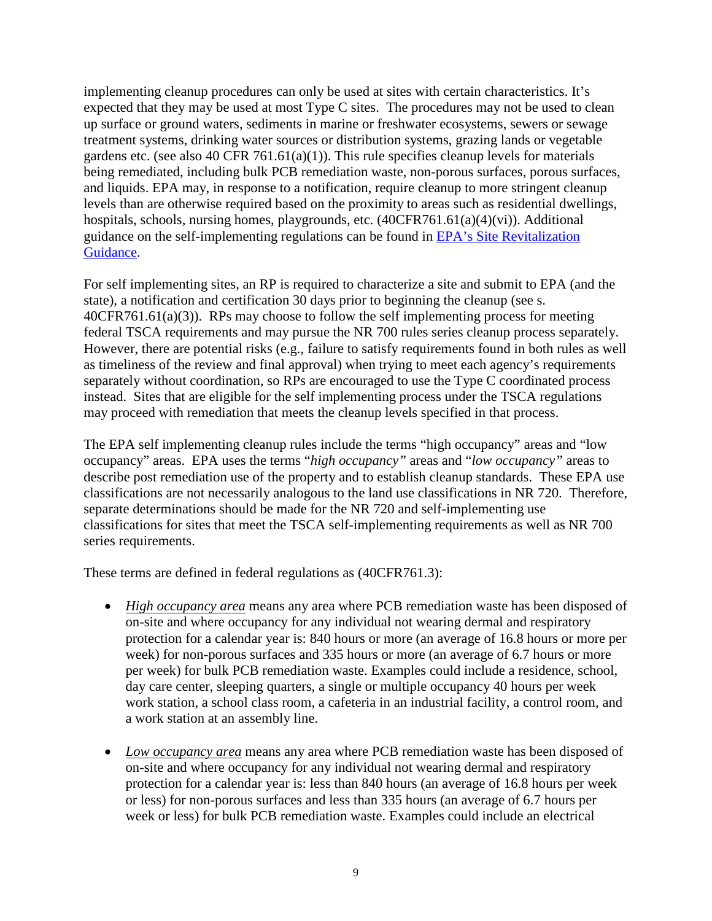implementing cleanup procedures can only be used at sites with certain characteristics. It's expected that they may be used at most Type C sites. The procedures may not be used to clean up surface or ground waters, sediments in marine or freshwater ecosystems, sewers or sewage treatment systems, drinking water sources or distribution systems, grazing lands or vegetable gardens etc. (see also 40 CFR 761.61(a)(1)). This rule specifies cleanup levels for materials being remediated, including bulk PCB remediation waste, non-porous surfaces, porous surfaces, and liquids. EPA may, in response to a notification, require cleanup to more stringent cleanup levels than are otherwise required based on the proximity to areas such as residential dwellings, hospitals, schools, nursing homes, playgrounds, etc. (40CFR761.61(a)(4)(vi)). Additional guidance on the self-implementing regulations can be found in [EPA's Site Revitalization Guidance](#).

For self implementing sites, an RP is required to characterize a site and submit to EPA (and the state), a notification and certification 30 days prior to beginning the cleanup (see s. 40CFR761.61(a)(3)). RPs may choose to follow the self implementing process for meeting federal TSCA requirements and may pursue the NR 700 rules series cleanup process separately. However, there are potential risks (e.g., failure to satisfy requirements found in both rules as well as timeliness of the review and final approval) when trying to meet each agency's requirements separately without coordination, so RPs are encouraged to use the Type C coordinated process instead. Sites that are eligible for the self implementing process under the TSCA regulations may proceed with remediation that meets the cleanup levels specified in that process.

The EPA self implementing cleanup rules include the terms "high occupancy" areas and "low occupancy" areas. EPA uses the terms "*high occupancy"* areas and "*low occupancy"* areas to describe post remediation use of the property and to establish cleanup standards. These EPA use classifications are not necessarily analogous to the land use classifications in NR 720. Therefore, separate determinations should be made for the NR 720 and self-implementing use classifications for sites that meet the TSCA self-implementing requirements as well as NR 700 series requirements.

These terms are defined in federal regulations as (40CFR761.3):

- *High occupancy area* means any area where PCB remediation waste has been disposed of on-site and where occupancy for any individual not wearing dermal and respiratory protection for a calendar year is: 840 hours or more (an average of 16.8 hours or more per week) for non-porous surfaces and 335 hours or more (an average of 6.7 hours or more per week) for bulk PCB remediation waste. Examples could include a residence, school, day care center, sleeping quarters, a single or multiple occupancy 40 hours per week work station, a school class room, a cafeteria in an industrial facility, a control room, and a work station at an assembly line.

- *Low occupancy area* means any area where PCB remediation waste has been disposed of on-site and where occupancy for any individual not wearing dermal and respiratory protection for a calendar year is: less than 840 hours (an average of 16.8 hours per week or less) for non-porous surfaces and less than 335 hours (an average of 6.7 hours per week or less) for bulk PCB remediation waste. Examples could include an electrical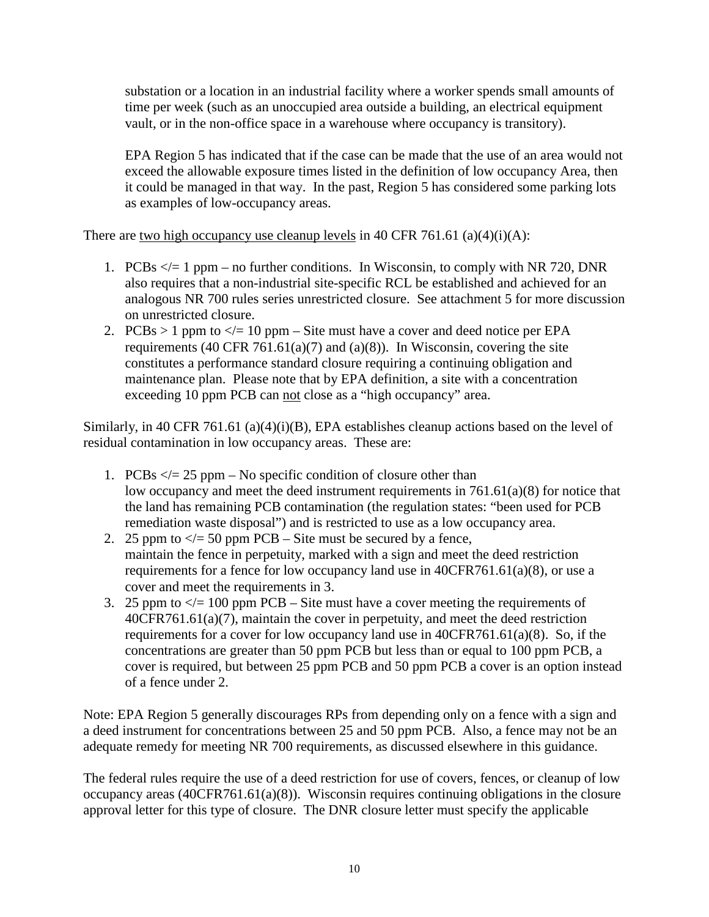substation or a location in an industrial facility where a worker spends small amounts of time per week (such as an unoccupied area outside a building, an electrical equipment vault, or in the non-office space in a warehouse where occupancy is transitory).

EPA Region 5 has indicated that if the case can be made that the use of an area would not exceed the allowable exposure times listed in the definition of low occupancy Area, then it could be managed in that way. In the past, Region 5 has considered some parking lots as examples of low-occupancy areas.

There are <u>two high occupancy use cleanup levels</u> in 40 CFR 761.61 (a)(4)(i)(A):

1. PCBs </= 1 ppm – no further conditions. In Wisconsin, to comply with NR 720, DNR also requires that a non-industrial site-specific RCL be established and achieved for an analogous NR 700 rules series unrestricted closure. See attachment 5 for more discussion on unrestricted closure.
2. PCBs > 1 ppm to </= 10 ppm – Site must have a cover and deed notice per EPA requirements (40 CFR 761.61(a)(7) and (a)(8)). In Wisconsin, covering the site constitutes a performance standard closure requiring a continuing obligation and maintenance plan. Please note that by EPA definition, a site with a concentration exceeding 10 ppm PCB can <u>not</u> close as a "high occupancy" area.

Similarly, in 40 CFR 761.61 (a)(4)(i)(B), EPA establishes cleanup actions based on the level of residual contamination in low occupancy areas. These are:

1. PCBs </= 25 ppm – No specific condition of closure other than low occupancy and meet the deed instrument requirements in 761.61(a)(8) for notice that the land has remaining PCB contamination (the regulation states: "been used for PCB remediation waste disposal") and is restricted to use as a low occupancy area.
2. 25 ppm to </= 50 ppm PCB – Site must be secured by a fence, maintain the fence in perpetuity, marked with a sign and meet the deed restriction requirements for a fence for low occupancy land use in 40CFR761.61(a)(8), or use a cover and meet the requirements in 3.
3. 25 ppm to </= 100 ppm PCB – Site must have a cover meeting the requirements of 40CFR761.61(a)(7), maintain the cover in perpetuity, and meet the deed restriction requirements for a cover for low occupancy land use in 40CFR761.61(a)(8). So, if the concentrations are greater than 50 ppm PCB but less than or equal to 100 ppm PCB, a cover is required, but between 25 ppm PCB and 50 ppm PCB a cover is an option instead of a fence under 2.

Note: EPA Region 5 generally discourages RPs from depending only on a fence with a sign and a deed instrument for concentrations between 25 and 50 ppm PCB. Also, a fence may not be an adequate remedy for meeting NR 700 requirements, as discussed elsewhere in this guidance.

The federal rules require the use of a deed restriction for use of covers, fences, or cleanup of low occupancy areas (40CFR761.61(a)(8)). Wisconsin requires continuing obligations in the closure approval letter for this type of closure. The DNR closure letter must specify the applicable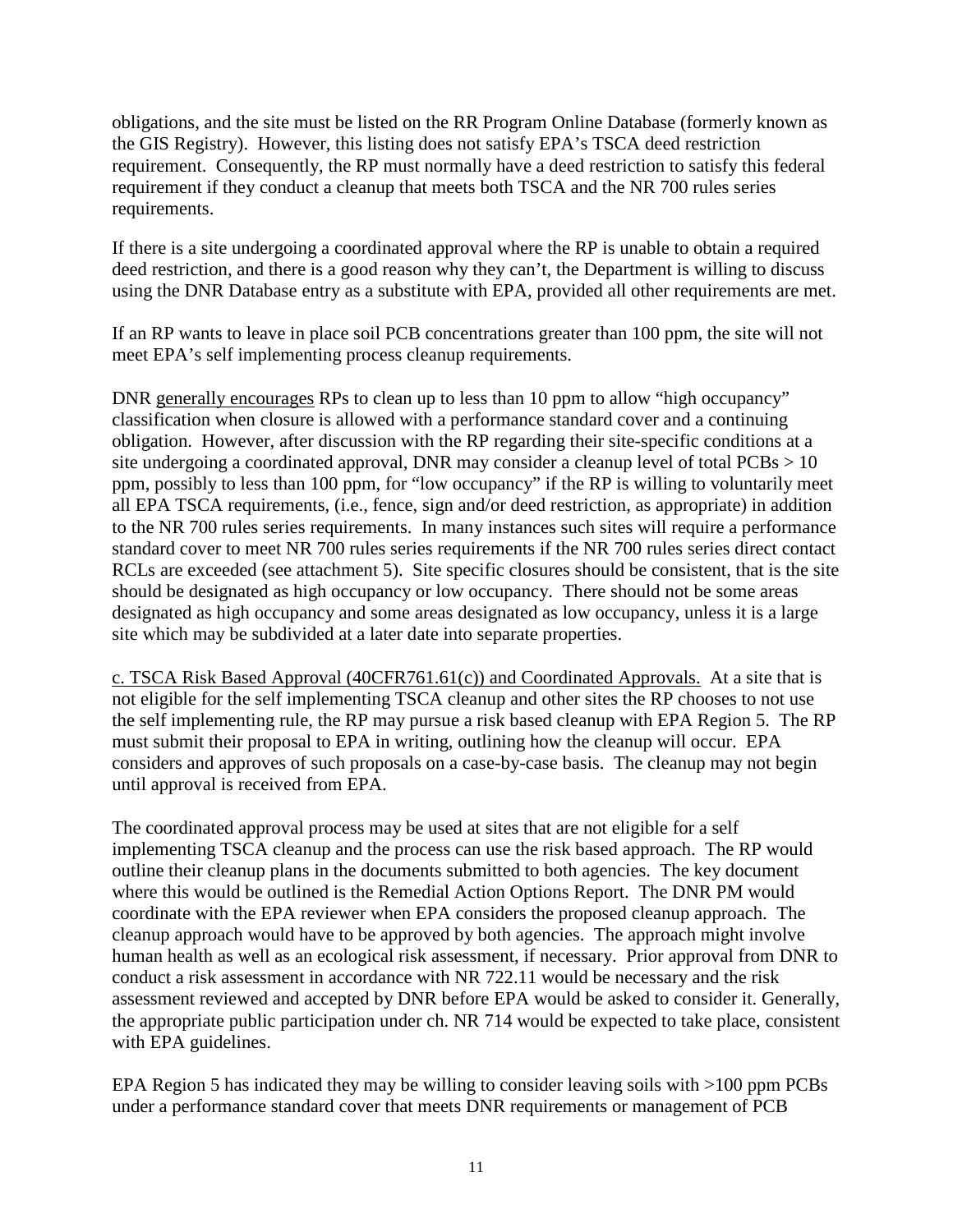obligations, and the site must be listed on the RR Program Online Database (formerly known as the GIS Registry). However, this listing does not satisfy EPA's TSCA deed restriction requirement. Consequently, the RP must normally have a deed restriction to satisfy this federal requirement if they conduct a cleanup that meets both TSCA and the NR 700 rules series requirements.

If there is a site undergoing a coordinated approval where the RP is unable to obtain a required deed restriction, and there is a good reason why they can't, the Department is willing to discuss using the DNR Database entry as a substitute with EPA, provided all other requirements are met.

If an RP wants to leave in place soil PCB concentrations greater than 100 ppm, the site will not meet EPA's self implementing process cleanup requirements.

DNR <u>generally encourages</u> RPs to clean up to less than 10 ppm to allow "high occupancy" classification when closure is allowed with a performance standard cover and a continuing obligation. However, after discussion with the RP regarding their site-specific conditions at a site undergoing a coordinated approval, DNR may consider a cleanup level of total PCBs > 10 ppm, possibly to less than 100 ppm, for "low occupancy" if the RP is willing to voluntarily meet all EPA TSCA requirements, (i.e., fence, sign and/or deed restriction, as appropriate) in addition to the NR 700 rules series requirements. In many instances such sites will require a performance standard cover to meet NR 700 rules series requirements if the NR 700 rules series direct contact RCLs are exceeded (see attachment 5). Site specific closures should be consistent, that is the site should be designated as high occupancy or low occupancy. There should not be some areas designated as high occupancy and some areas designated as low occupancy, unless it is a large site which may be subdivided at a later date into separate properties.

<u>c. TSCA Risk Based Approval (40CFR761.61(c)) and Coordinated Approvals.</u> At a site that is not eligible for the self implementing TSCA cleanup and other sites the RP chooses to not use the self implementing rule, the RP may pursue a risk based cleanup with EPA Region 5. The RP must submit their proposal to EPA in writing, outlining how the cleanup will occur. EPA considers and approves of such proposals on a case-by-case basis. The cleanup may not begin until approval is received from EPA.

The coordinated approval process may be used at sites that are not eligible for a self implementing TSCA cleanup and the process can use the risk based approach. The RP would outline their cleanup plans in the documents submitted to both agencies. The key document where this would be outlined is the Remedial Action Options Report. The DNR PM would coordinate with the EPA reviewer when EPA considers the proposed cleanup approach. The cleanup approach would have to be approved by both agencies. The approach might involve human health as well as an ecological risk assessment, if necessary. Prior approval from DNR to conduct a risk assessment in accordance with NR 722.11 would be necessary and the risk assessment reviewed and accepted by DNR before EPA would be asked to consider it. Generally, the appropriate public participation under ch. NR 714 would be expected to take place, consistent with EPA guidelines.

EPA Region 5 has indicated they may be willing to consider leaving soils with >100 ppm PCBs under a performance standard cover that meets DNR requirements or management of PCB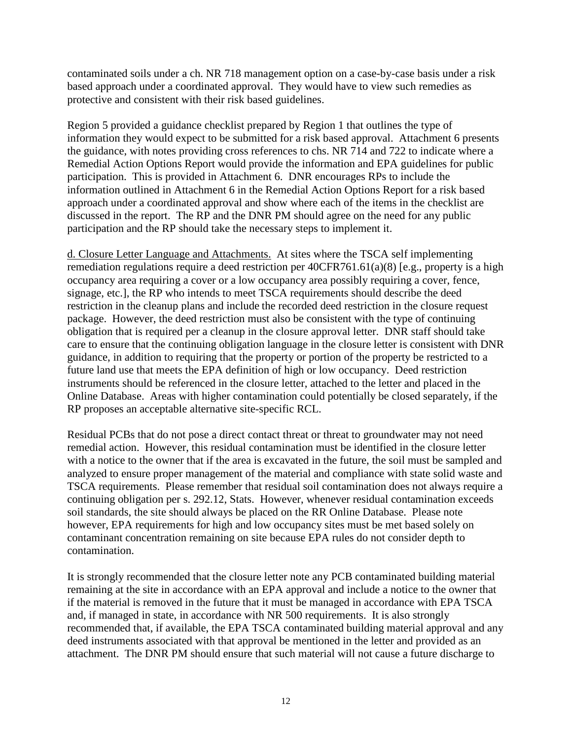contaminated soils under a ch. NR 718 management option on a case-by-case basis under a risk based approach under a coordinated approval. They would have to view such remedies as protective and consistent with their risk based guidelines.

Region 5 provided a guidance checklist prepared by Region 1 that outlines the type of information they would expect to be submitted for a risk based approval. Attachment 6 presents the guidance, with notes providing cross references to chs. NR 714 and 722 to indicate where a Remedial Action Options Report would provide the information and EPA guidelines for public participation. This is provided in Attachment 6. DNR encourages RPs to include the information outlined in Attachment 6 in the Remedial Action Options Report for a risk based approach under a coordinated approval and show where each of the items in the checklist are discussed in the report. The RP and the DNR PM should agree on the need for any public participation and the RP should take the necessary steps to implement it.

<u>d. Closure Letter Language and Attachments.</u> At sites where the TSCA self implementing remediation regulations require a deed restriction per 40CFR761.61(a)(8) [e.g., property is a high occupancy area requiring a cover or a low occupancy area possibly requiring a cover, fence, signage, etc.], the RP who intends to meet TSCA requirements should describe the deed restriction in the cleanup plans and include the recorded deed restriction in the closure request package. However, the deed restriction must also be consistent with the type of continuing obligation that is required per a cleanup in the closure approval letter. DNR staff should take care to ensure that the continuing obligation language in the closure letter is consistent with DNR guidance, in addition to requiring that the property or portion of the property be restricted to a future land use that meets the EPA definition of high or low occupancy. Deed restriction instruments should be referenced in the closure letter, attached to the letter and placed in the Online Database. Areas with higher contamination could potentially be closed separately, if the RP proposes an acceptable alternative site-specific RCL.

Residual PCBs that do not pose a direct contact threat or threat to groundwater may not need remedial action. However, this residual contamination must be identified in the closure letter with a notice to the owner that if the area is excavated in the future, the soil must be sampled and analyzed to ensure proper management of the material and compliance with state solid waste and TSCA requirements. Please remember that residual soil contamination does not always require a continuing obligation per s. 292.12, Stats. However, whenever residual contamination exceeds soil standards, the site should always be placed on the RR Online Database. Please note however, EPA requirements for high and low occupancy sites must be met based solely on contaminant concentration remaining on site because EPA rules do not consider depth to contamination.

It is strongly recommended that the closure letter note any PCB contaminated building material remaining at the site in accordance with an EPA approval and include a notice to the owner that if the material is removed in the future that it must be managed in accordance with EPA TSCA and, if managed in state, in accordance with NR 500 requirements. It is also strongly recommended that, if available, the EPA TSCA contaminated building material approval and any deed instruments associated with that approval be mentioned in the letter and provided as an attachment. The DNR PM should ensure that such material will not cause a future discharge to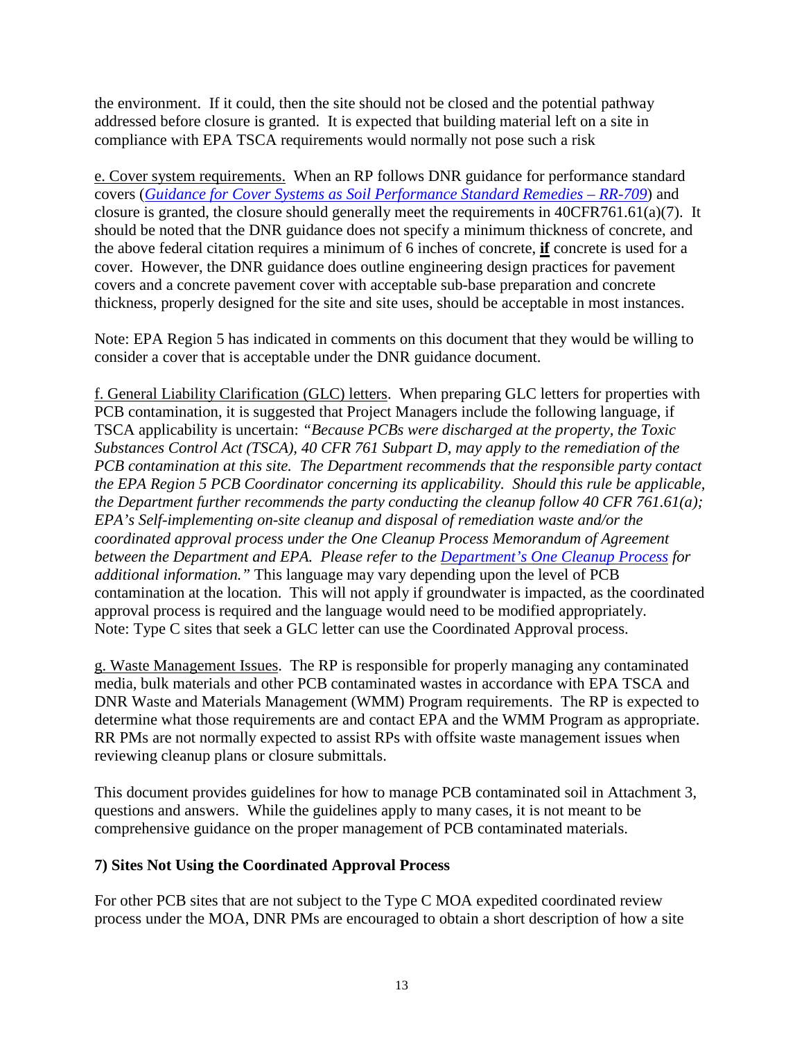the environment. If it could, then the site should not be closed and the potential pathway addressed before closure is granted. It is expected that building material left on a site in compliance with EPA TSCA requirements would normally not pose such a risk

e. Cover system requirements. When an RP follows DNR guidance for performance standard covers (*Guidance for Cover Systems as Soil Performance Standard Remedies – RR-709*) and closure is granted, the closure should generally meet the requirements in 40CFR761.61(a)(7). It should be noted that the DNR guidance does not specify a minimum thickness of concrete, and the above federal citation requires a minimum of 6 inches of concrete, **if** concrete is used for a cover. However, the DNR guidance does outline engineering design practices for pavement covers and a concrete pavement cover with acceptable sub-base preparation and concrete thickness, properly designed for the site and site uses, should be acceptable in most instances.

Note: EPA Region 5 has indicated in comments on this document that they would be willing to consider a cover that is acceptable under the DNR guidance document.

f. General Liability Clarification (GLC) letters. When preparing GLC letters for properties with PCB contamination, it is suggested that Project Managers include the following language, if TSCA applicability is uncertain: *"Because PCBs were discharged at the property, the Toxic Substances Control Act (TSCA), 40 CFR 761 Subpart D, may apply to the remediation of the PCB contamination at this site. The Department recommends that the responsible party contact the EPA Region 5 PCB Coordinator concerning its applicability. Should this rule be applicable, the Department further recommends the party conducting the cleanup follow 40 CFR 761.61(a); EPA's Self-implementing on-site cleanup and disposal of remediation waste and/or the coordinated approval process under the One Cleanup Process Memorandum of Agreement between the Department and EPA. Please refer to the Department's One Cleanup Process for additional information."* This language may vary depending upon the level of PCB contamination at the location. This will not apply if groundwater is impacted, as the coordinated approval process is required and the language would need to be modified appropriately. Note: Type C sites that seek a GLC letter can use the Coordinated Approval process.

g. Waste Management Issues. The RP is responsible for properly managing any contaminated media, bulk materials and other PCB contaminated wastes in accordance with EPA TSCA and DNR Waste and Materials Management (WMM) Program requirements. The RP is expected to determine what those requirements are and contact EPA and the WMM Program as appropriate. RR PMs are not normally expected to assist RPs with offsite waste management issues when reviewing cleanup plans or closure submittals.

This document provides guidelines for how to manage PCB contaminated soil in Attachment 3, questions and answers. While the guidelines apply to many cases, it is not meant to be comprehensive guidance on the proper management of PCB contaminated materials.

### 7) Sites Not Using the Coordinated Approval Process

For other PCB sites that are not subject to the Type C MOA expedited coordinated review process under the MOA, DNR PMs are encouraged to obtain a short description of how a site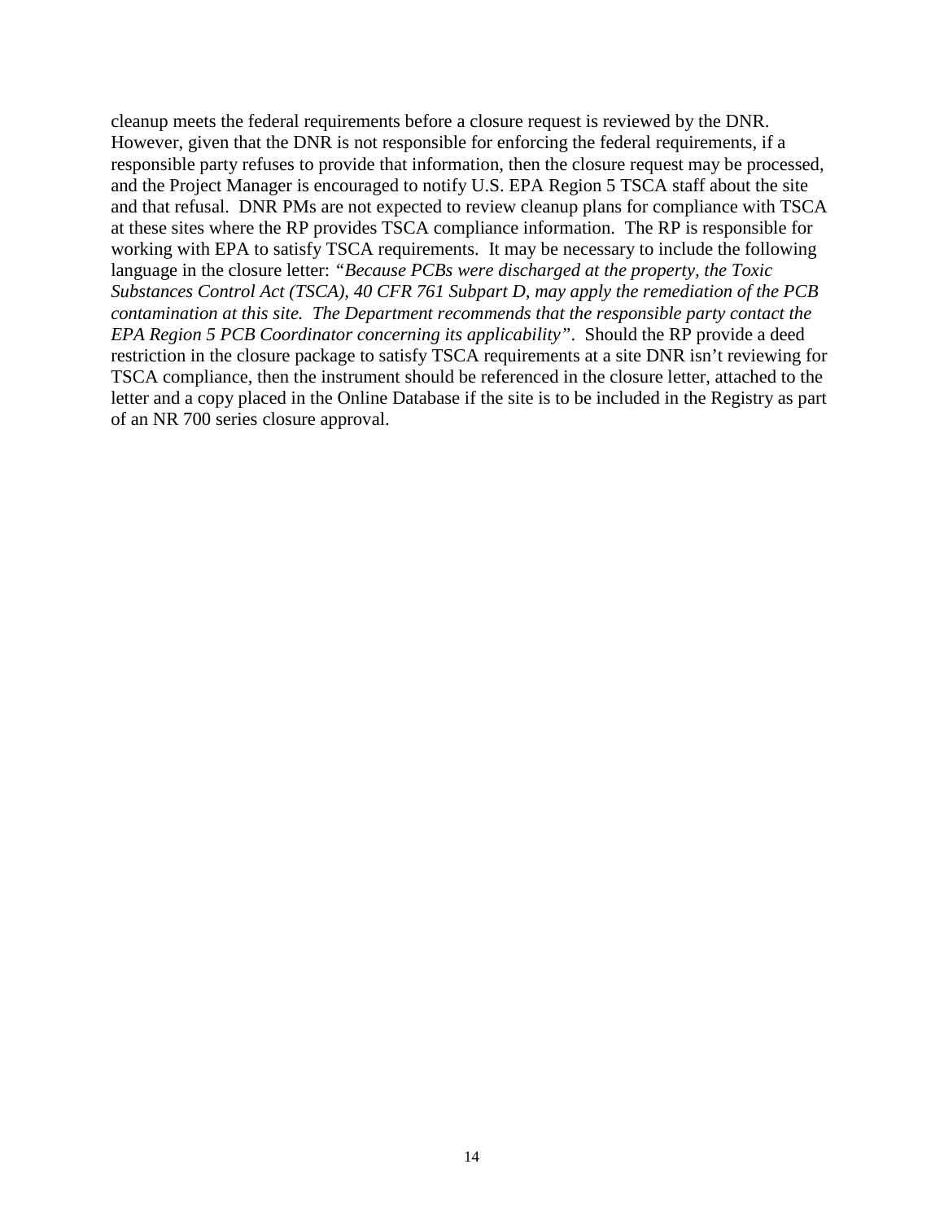cleanup meets the federal requirements before a closure request is reviewed by the DNR. However, given that the DNR is not responsible for enforcing the federal requirements, if a responsible party refuses to provide that information, then the closure request may be processed, and the Project Manager is encouraged to notify U.S. EPA Region 5 TSCA staff about the site and that refusal. DNR PMs are not expected to review cleanup plans for compliance with TSCA at these sites where the RP provides TSCA compliance information. The RP is responsible for working with EPA to satisfy TSCA requirements. It may be necessary to include the following language in the closure letter: *"Because PCBs were discharged at the property, the Toxic Substances Control Act (TSCA), 40 CFR 761 Subpart D, may apply the remediation of the PCB contamination at this site. The Department recommends that the responsible party contact the EPA Region 5 PCB Coordinator concerning its applicability"*. Should the RP provide a deed restriction in the closure package to satisfy TSCA requirements at a site DNR isn't reviewing for TSCA compliance, then the instrument should be referenced in the closure letter, attached to the letter and a copy placed in the Online Database if the site is to be included in the Registry as part of an NR 700 series closure approval.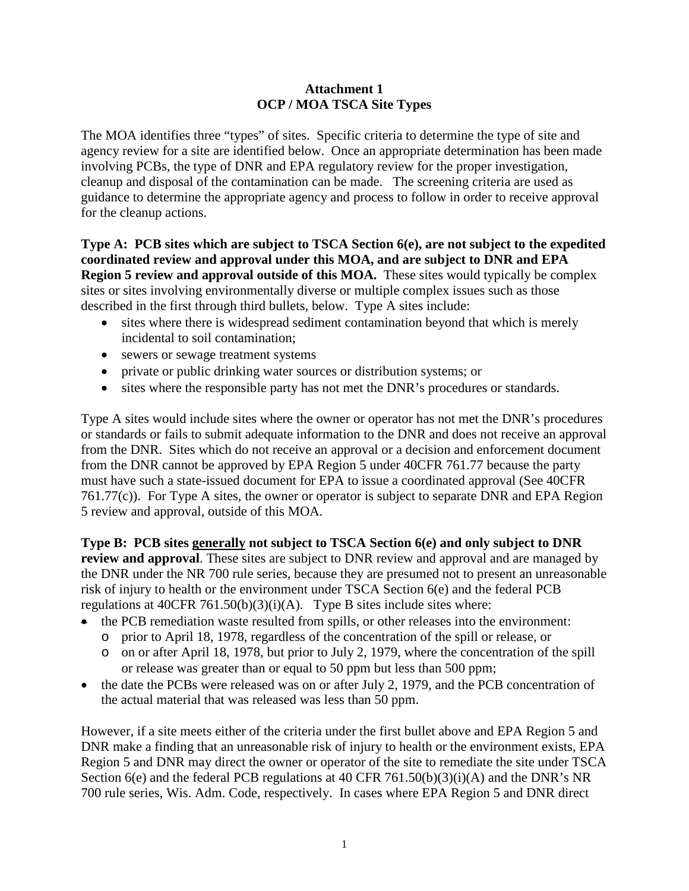**Attachment 1**
**OCP / MOA TSCA Site Types**

The MOA identifies three "types" of sites. Specific criteria to determine the type of site and agency review for a site are identified below. Once an appropriate determination has been made involving PCBs, the type of DNR and EPA regulatory review for the proper investigation, cleanup and disposal of the contamination can be made. The screening criteria are used as guidance to determine the appropriate agency and process to follow in order to receive approval for the cleanup actions.

**Type A: PCB sites which are subject to TSCA Section 6(e), are not subject to the expedited coordinated review and approval under this MOA, and are subject to DNR and EPA Region 5 review and approval outside of this MOA.** These sites would typically be complex sites or sites involving environmentally diverse or multiple complex issues such as those described in the first through third bullets, below. Type A sites include:

- sites where there is widespread sediment contamination beyond that which is merely incidental to soil contamination;
- sewers or sewage treatment systems
- private or public drinking water sources or distribution systems; or
- sites where the responsible party has not met the DNR's procedures or standards.

Type A sites would include sites where the owner or operator has not met the DNR's procedures or standards or fails to submit adequate information to the DNR and does not receive an approval from the DNR. Sites which do not receive an approval or a decision and enforcement document from the DNR cannot be approved by EPA Region 5 under 40CFR 761.77 because the party must have such a state-issued document for EPA to issue a coordinated approval (See 40CFR 761.77(c)). For Type A sites, the owner or operator is subject to separate DNR and EPA Region 5 review and approval, outside of this MOA.

**Type B: PCB sites <u>generally</u> not subject to TSCA Section 6(e) and only subject to DNR review and approval**. These sites are subject to DNR review and approval and are managed by the DNR under the NR 700 rule series, because they are presumed not to present an unreasonable risk of injury to health or the environment under TSCA Section 6(e) and the federal PCB regulations at 40CFR 761.50(b)(3)(i)(A). Type B sites include sites where:

- the PCB remediation waste resulted from spills, or other releases into the environment:
  - prior to April 18, 1978, regardless of the concentration of the spill or release, or
  - on or after April 18, 1978, but prior to July 2, 1979, where the concentration of the spill or release was greater than or equal to 50 ppm but less than 500 ppm;
- the date the PCBs were released was on or after July 2, 1979, and the PCB concentration of the actual material that was released was less than 50 ppm.

However, if a site meets either of the criteria under the first bullet above and EPA Region 5 and DNR make a finding that an unreasonable risk of injury to health or the environment exists, EPA Region 5 and DNR may direct the owner or operator of the site to remediate the site under TSCA Section 6(e) and the federal PCB regulations at 40 CFR 761.50(b)(3)(i)(A) and the DNR's NR 700 rule series, Wis. Adm. Code, respectively. In cases where EPA Region 5 and DNR direct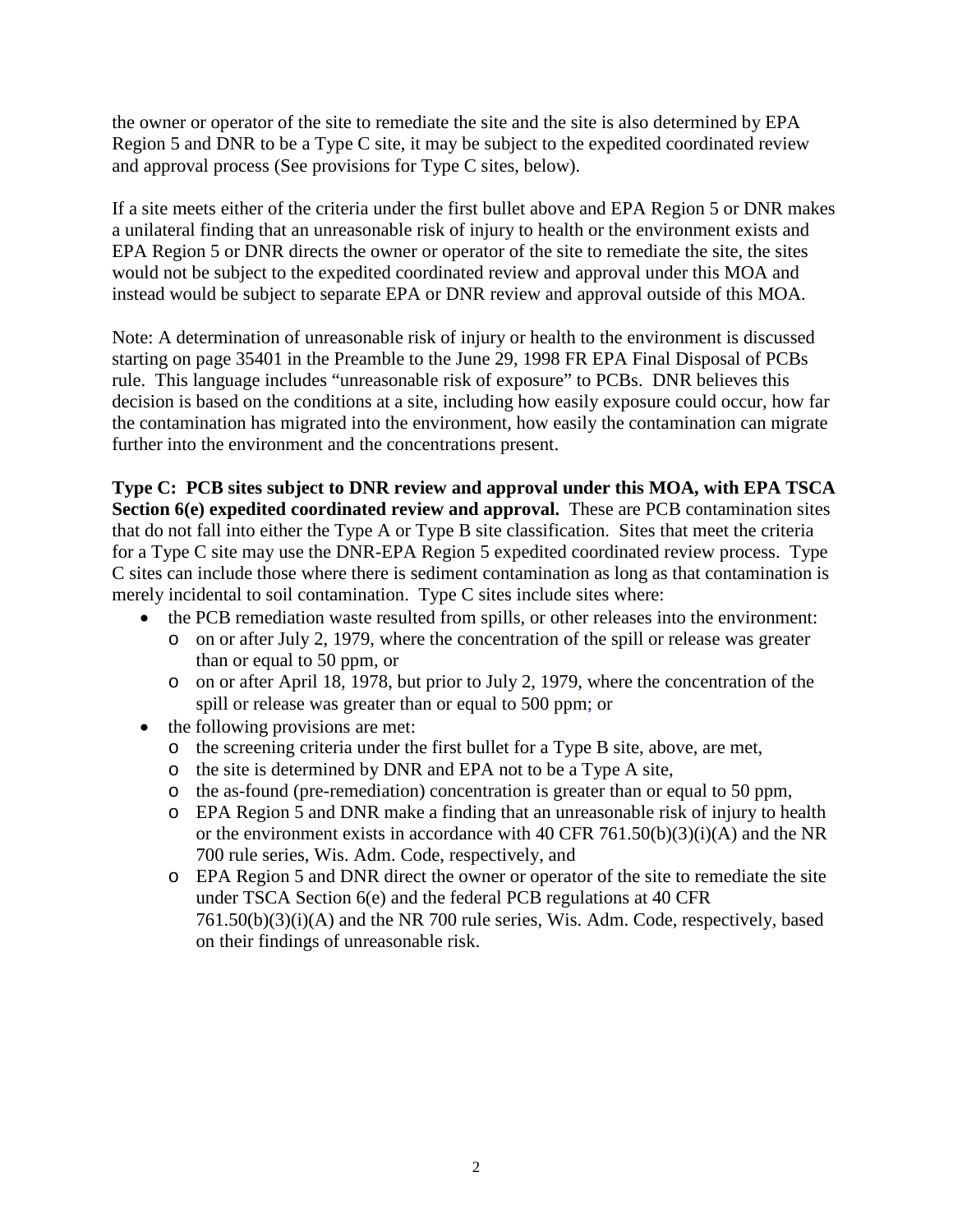the owner or operator of the site to remediate the site and the site is also determined by EPA Region 5 and DNR to be a Type C site, it may be subject to the expedited coordinated review and approval process (See provisions for Type C sites, below).

If a site meets either of the criteria under the first bullet above and EPA Region 5 or DNR makes a unilateral finding that an unreasonable risk of injury to health or the environment exists and EPA Region 5 or DNR directs the owner or operator of the site to remediate the site, the sites would not be subject to the expedited coordinated review and approval under this MOA and instead would be subject to separate EPA or DNR review and approval outside of this MOA.

Note: A determination of unreasonable risk of injury or health to the environment is discussed starting on page 35401 in the Preamble to the June 29, 1998 FR EPA Final Disposal of PCBs rule. This language includes "unreasonable risk of exposure" to PCBs. DNR believes this decision is based on the conditions at a site, including how easily exposure could occur, how far the contamination has migrated into the environment, how easily the contamination can migrate further into the environment and the concentrations present.

**Type C: PCB sites subject to DNR review and approval under this MOA, with EPA TSCA Section 6(e) expedited coordinated review and approval.** These are PCB contamination sites that do not fall into either the Type A or Type B site classification. Sites that meet the criteria for a Type C site may use the DNR-EPA Region 5 expedited coordinated review process. Type C sites can include those where there is sediment contamination as long as that contamination is merely incidental to soil contamination. Type C sites include sites where:

- the PCB remediation waste resulted from spills, or other releases into the environment:
  - on or after July 2, 1979, where the concentration of the spill or release was greater than or equal to 50 ppm, or
  - on or after April 18, 1978, but prior to July 2, 1979, where the concentration of the spill or release was greater than or equal to 500 ppm; or
- the following provisions are met:
  - the screening criteria under the first bullet for a Type B site, above, are met,
  - the site is determined by DNR and EPA not to be a Type A site,
  - the as-found (pre-remediation) concentration is greater than or equal to 50 ppm,
  - EPA Region 5 and DNR make a finding that an unreasonable risk of injury to health or the environment exists in accordance with 40 CFR 761.50(b)(3)(i)(A) and the NR 700 rule series, Wis. Adm. Code, respectively, and
  - EPA Region 5 and DNR direct the owner or operator of the site to remediate the site under TSCA Section 6(e) and the federal PCB regulations at 40 CFR 761.50(b)(3)(i)(A) and the NR 700 rule series, Wis. Adm. Code, respectively, based on their findings of unreasonable risk.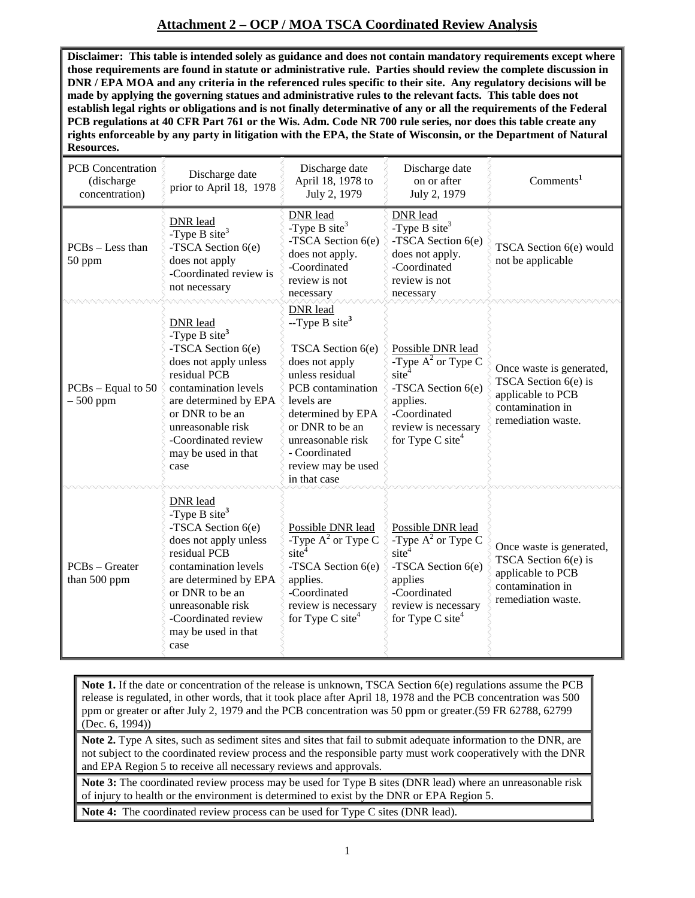## Attachment 2 – OCP / MOA TSCA Coordinated Review Analysis

**Disclaimer: This table is intended solely as guidance and does not contain mandatory requirements except where those requirements are found in statute or administrative rule. Parties should review the complete discussion in DNR / EPA MOA and any criteria in the referenced rules specific to their site. Any regulatory decisions will be made by applying the governing statues and administrative rules to the relevant facts. This table does not establish legal rights or obligations and is not finally determinative of any or all the requirements of the Federal PCB regulations at 40 CFR Part 761 or the Wis. Adm. Code NR 700 rule series, nor does this table create any rights enforceable by any party in litigation with the EPA, the State of Wisconsin, or the Department of Natural Resources.**

| PCB Concentration (discharge concentration) | Discharge date prior to April 18, 1978 | Discharge date April 18, 1978 to July 2, 1979 | Discharge date on or after July 2, 1979 | Comments[1] |
|---|---|---|---|---|
| PCBs – Less than 50 ppm | DNR lead<br>-Type B site[3]<br>-TSCA Section 6(e) does not apply<br>-Coordinated review is not necessary | DNR lead<br>-Type B site[3]<br>-TSCA Section 6(e) does not apply.<br>-Coordinated review is not necessary | DNR lead<br>-Type B site[3]<br>-TSCA Section 6(e) does not apply.<br>-Coordinated review is not necessary | TSCA Section 6(e) would not be applicable |
| PCBs – Equal to 50 – 500 ppm | DNR lead<br>-Type B site[3]<br>-TSCA Section 6(e) does not apply unless residual PCB contamination levels are determined by EPA or DNR to be an unreasonable risk<br>-Coordinated review may be used in that case | DNR lead<br>--Type B site[3]<br>TSCA Section 6(e) does not apply unless residual PCB contamination levels are determined by EPA or DNR to be an unreasonable risk<br>- Coordinated review may be used in that case | Possible DNR lead<br>-Type A[2] or Type C site[4]<br>-TSCA Section 6(e) applies.<br>-Coordinated review is necessary for Type C site[4] | Once waste is generated, TSCA Section 6(e) is applicable to PCB contamination in remediation waste. |
| PCBs – Greater than 500 ppm | DNR lead<br>-Type B site[3]<br>-TSCA Section 6(e) does not apply unless residual PCB contamination levels are determined by EPA or DNR to be an unreasonable risk<br>-Coordinated review may be used in that case | Possible DNR lead<br>-Type A[2] or Type C site[4]<br>-TSCA Section 6(e) applies.<br>-Coordinated review is necessary for Type C site[4] | Possible DNR lead<br>-Type A[2] or Type C site[4]<br>-TSCA Section 6(e) applies<br>-Coordinated review is necessary for Type C site[4] | Once waste is generated, TSCA Section 6(e) is applicable to PCB contamination in remediation waste. |

**Note 1.** If the date or concentration of the release is unknown, TSCA Section 6(e) regulations assume the PCB release is regulated, in other words, that it took place after April 18, 1978 and the PCB concentration was 500 ppm or greater or after July 2, 1979 and the PCB concentration was 50 ppm or greater.(59 FR 62788, 62799 (Dec. 6, 1994))

**Note 2.** Type A sites, such as sediment sites and sites that fail to submit adequate information to the DNR, are not subject to the coordinated review process and the responsible party must work cooperatively with the DNR and EPA Region 5 to receive all necessary reviews and approvals.

**Note 3:** The coordinated review process may be used for Type B sites (DNR lead) where an unreasonable risk of injury to health or the environment is determined to exist by the DNR or EPA Region 5.

**Note 4:** The coordinated review process can be used for Type C sites (DNR lead).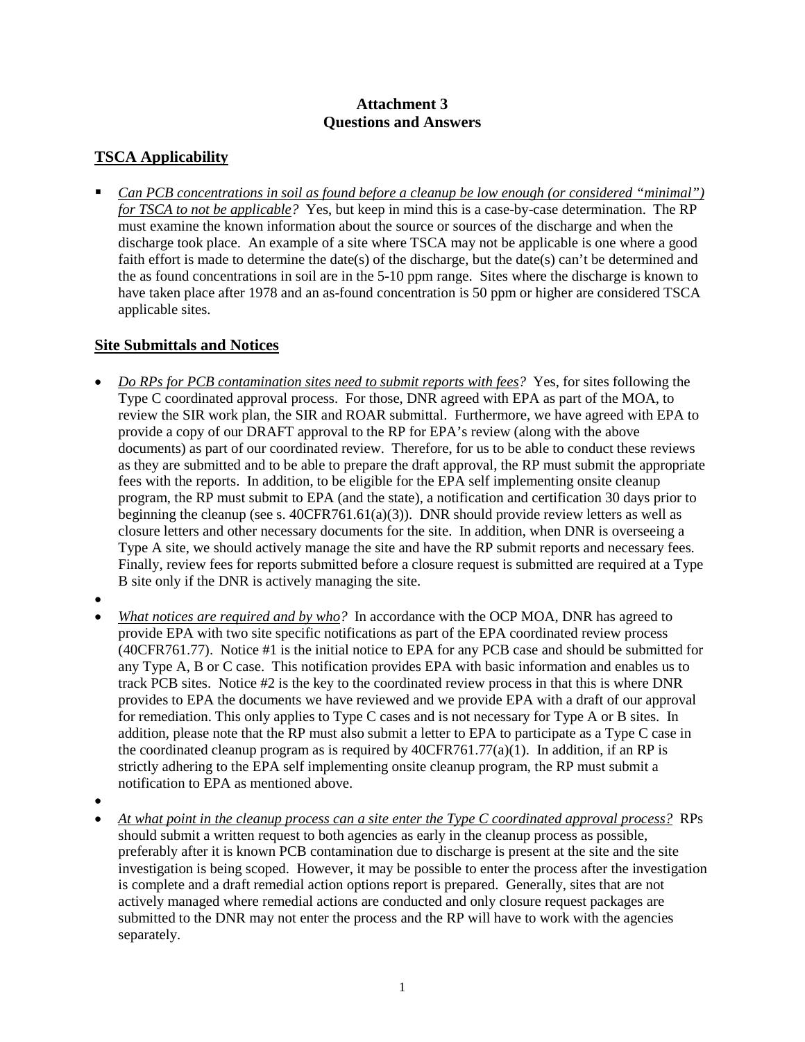**Attachment 3**
**Questions and Answers**

## TSCA Applicability

- *Can PCB concentrations in soil as found before a cleanup be low enough (or considered "minimal") for TSCA to not be applicable?* Yes, but keep in mind this is a case-by-case determination. The RP must examine the known information about the source or sources of the discharge and when the discharge took place. An example of a site where TSCA may not be applicable is one where a good faith effort is made to determine the date(s) of the discharge, but the date(s) can't be determined and the as found concentrations in soil are in the 5-10 ppm range. Sites where the discharge is known to have taken place after 1978 and an as-found concentration is 50 ppm or higher are considered TSCA applicable sites.

## Site Submittals and Notices

- *Do RPs for PCB contamination sites need to submit reports with fees?* Yes, for sites following the Type C coordinated approval process. For those, DNR agreed with EPA as part of the MOA, to review the SIR work plan, the SIR and ROAR submittal. Furthermore, we have agreed with EPA to provide a copy of our DRAFT approval to the RP for EPA's review (along with the above documents) as part of our coordinated review. Therefore, for us to be able to conduct these reviews as they are submitted and to be able to prepare the draft approval, the RP must submit the appropriate fees with the reports. In addition, to be eligible for the EPA self implementing onsite cleanup program, the RP must submit to EPA (and the state), a notification and certification 30 days prior to beginning the cleanup (see s. 40CFR761.61(a)(3)). DNR should provide review letters as well as closure letters and other necessary documents for the site. In addition, when DNR is overseeing a Type A site, we should actively manage the site and have the RP submit reports and necessary fees. Finally, review fees for reports submitted before a closure request is submitted are required at a Type B site only if the DNR is actively managing the site.

- *What notices are required and by who?* In accordance with the OCP MOA, DNR has agreed to provide EPA with two site specific notifications as part of the EPA coordinated review process (40CFR761.77). Notice #1 is the initial notice to EPA for any PCB case and should be submitted for any Type A, B or C case. This notification provides EPA with basic information and enables us to track PCB sites. Notice #2 is the key to the coordinated review process in that this is where DNR provides to EPA the documents we have reviewed and we provide EPA with a draft of our approval for remediation. This only applies to Type C cases and is not necessary for Type A or B sites. In addition, please note that the RP must also submit a letter to EPA to participate as a Type C case in the coordinated cleanup program as is required by 40CFR761.77(a)(1). In addition, if an RP is strictly adhering to the EPA self implementing onsite cleanup program, the RP must submit a notification to EPA as mentioned above.

- *At what point in the cleanup process can a site enter the Type C coordinated approval process?* RPs should submit a written request to both agencies as early in the cleanup process as possible, preferably after it is known PCB contamination due to discharge is present at the site and the site investigation is being scoped. However, it may be possible to enter the process after the investigation is complete and a draft remedial action options report is prepared. Generally, sites that are not actively managed where remedial actions are conducted and only closure request packages are submitted to the DNR may not enter the process and the RP will have to work with the agencies separately.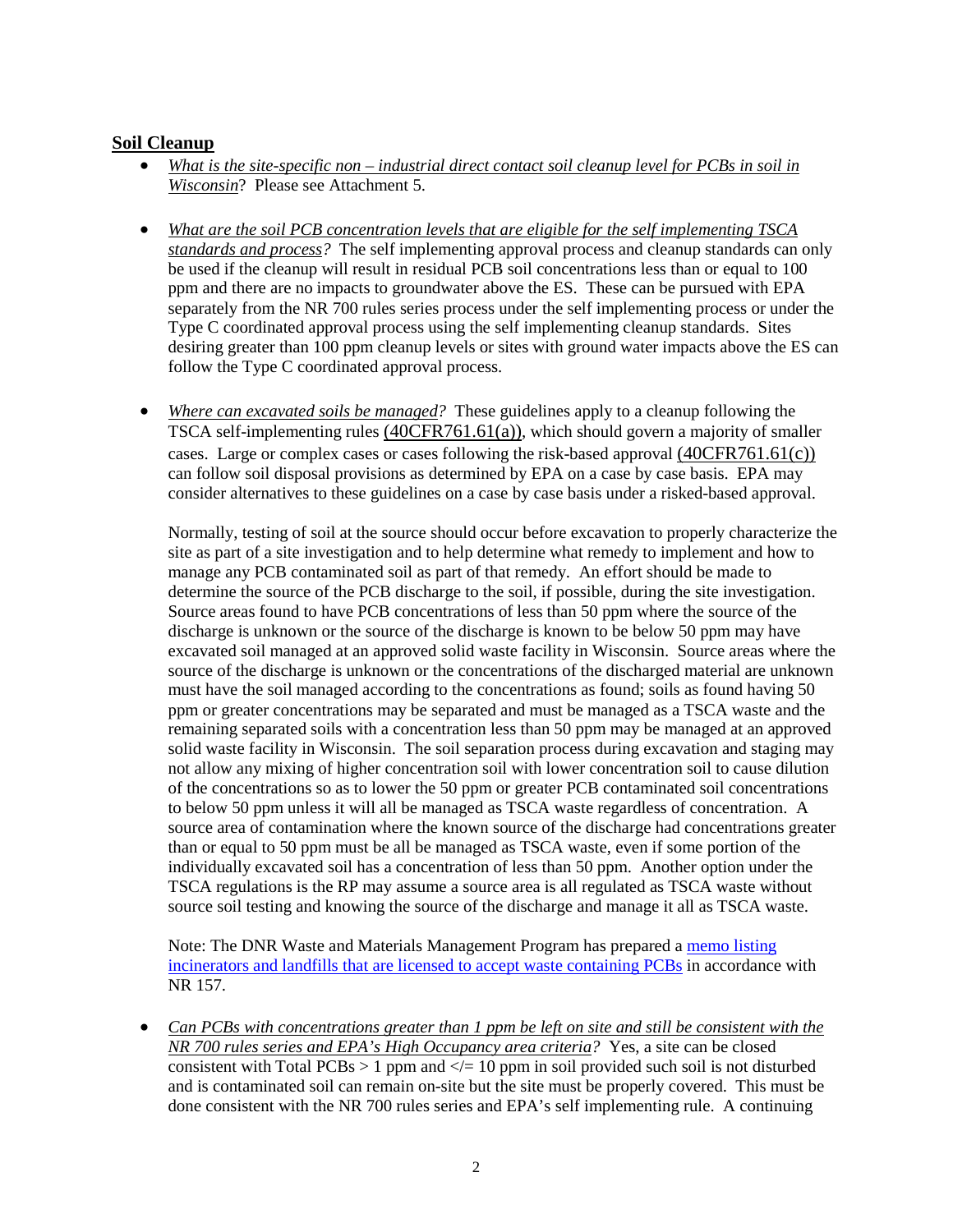## Soil Cleanup

- *What is the site-specific non – industrial direct contact soil cleanup level for PCBs in soil in Wisconsin*? Please see Attachment 5.

- *What are the soil PCB concentration levels that are eligible for the self implementing TSCA standards and process?* The self implementing approval process and cleanup standards can only be used if the cleanup will result in residual PCB soil concentrations less than or equal to 100 ppm and there are no impacts to groundwater above the ES. These can be pursued with EPA separately from the NR 700 rules series process under the self implementing process or under the Type C coordinated approval process using the self implementing cleanup standards. Sites desiring greater than 100 ppm cleanup levels or sites with ground water impacts above the ES can follow the Type C coordinated approval process.

- *Where can excavated soils be managed?* These guidelines apply to a cleanup following the TSCA self-implementing rules (40CFR761.61(a)), which should govern a majority of smaller cases. Large or complex cases or cases following the risk-based approval (40CFR761.61(c)) can follow soil disposal provisions as determined by EPA on a case by case basis. EPA may consider alternatives to these guidelines on a case by case basis under a risked-based approval.

  Normally, testing of soil at the source should occur before excavation to properly characterize the site as part of a site investigation and to help determine what remedy to implement and how to manage any PCB contaminated soil as part of that remedy. An effort should be made to determine the source of the PCB discharge to the soil, if possible, during the site investigation. Source areas found to have PCB concentrations of less than 50 ppm where the source of the discharge is unknown or the source of the discharge is known to be below 50 ppm may have excavated soil managed at an approved solid waste facility in Wisconsin. Source areas where the source of the discharge is unknown or the concentrations of the discharged material are unknown must have the soil managed according to the concentrations as found; soils as found having 50 ppm or greater concentrations may be separated and must be managed as a TSCA waste and the remaining separated soils with a concentration less than 50 ppm may be managed at an approved solid waste facility in Wisconsin. The soil separation process during excavation and staging may not allow any mixing of higher concentration soil with lower concentration soil to cause dilution of the concentrations so as to lower the 50 ppm or greater PCB contaminated soil concentrations to below 50 ppm unless it will all be managed as TSCA waste regardless of concentration. A source area of contamination where the known source of the discharge had concentrations greater than or equal to 50 ppm must be all be managed as TSCA waste, even if some portion of the individually excavated soil has a concentration of less than 50 ppm. Another option under the TSCA regulations is the RP may assume a source area is all regulated as TSCA waste without source soil testing and knowing the source of the discharge and manage it all as TSCA waste.

  Note: The DNR Waste and Materials Management Program has prepared a memo listing incinerators and landfills that are licensed to accept waste containing PCBs in accordance with NR 157.

- *Can PCBs with concentrations greater than 1 ppm be left on site and still be consistent with the NR 700 rules series and EPA's High Occupancy area criteria?* Yes, a site can be closed consistent with Total PCBs > 1 ppm and </= 10 ppm in soil provided such soil is not disturbed and is contaminated soil can remain on-site but the site must be properly covered. This must be done consistent with the NR 700 rules series and EPA's self implementing rule. A continuing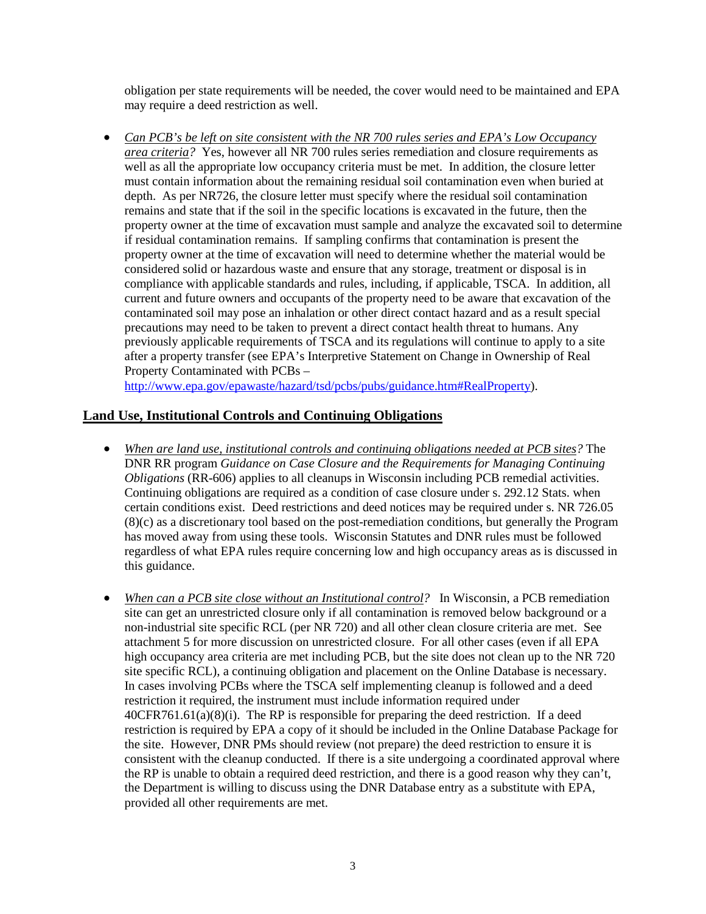obligation per state requirements will be needed, the cover would need to be maintained and EPA may require a deed restriction as well.

- *Can PCB's be left on site consistent with the NR 700 rules series and EPA's Low Occupancy area criteria?* Yes, however all NR 700 rules series remediation and closure requirements as well as all the appropriate low occupancy criteria must be met. In addition, the closure letter must contain information about the remaining residual soil contamination even when buried at depth. As per NR726, the closure letter must specify where the residual soil contamination remains and state that if the soil in the specific locations is excavated in the future, then the property owner at the time of excavation must sample and analyze the excavated soil to determine if residual contamination remains. If sampling confirms that contamination is present the property owner at the time of excavation will need to determine whether the material would be considered solid or hazardous waste and ensure that any storage, treatment or disposal is in compliance with applicable standards and rules, including, if applicable, TSCA. In addition, all current and future owners and occupants of the property need to be aware that excavation of the contaminated soil may pose an inhalation or other direct contact hazard and as a result special precautions may need to be taken to prevent a direct contact health threat to humans. Any previously applicable requirements of TSCA and its regulations will continue to apply to a site after a property transfer (see EPA's Interpretive Statement on Change in Ownership of Real Property Contaminated with PCBs – http://www.epa.gov/epawaste/hazard/tsd/pcbs/pubs/guidance.htm#RealProperty).

## Land Use, Institutional Controls and Continuing Obligations

- *When are land use, institutional controls and continuing obligations needed at PCB sites?* The DNR RR program *Guidance on Case Closure and the Requirements for Managing Continuing Obligations* (RR-606) applies to all cleanups in Wisconsin including PCB remedial activities. Continuing obligations are required as a condition of case closure under s. 292.12 Stats. when certain conditions exist. Deed restrictions and deed notices may be required under s. NR 726.05 (8)(c) as a discretionary tool based on the post-remediation conditions, but generally the Program has moved away from using these tools. Wisconsin Statutes and DNR rules must be followed regardless of what EPA rules require concerning low and high occupancy areas as is discussed in this guidance.

- *When can a PCB site close without an Institutional control?* In Wisconsin, a PCB remediation site can get an unrestricted closure only if all contamination is removed below background or a non-industrial site specific RCL (per NR 720) and all other clean closure criteria are met. See attachment 5 for more discussion on unrestricted closure. For all other cases (even if all EPA high occupancy area criteria are met including PCB, but the site does not clean up to the NR 720 site specific RCL), a continuing obligation and placement on the Online Database is necessary. In cases involving PCBs where the TSCA self implementing cleanup is followed and a deed restriction it required, the instrument must include information required under 40CFR761.61(a)(8)(i). The RP is responsible for preparing the deed restriction. If a deed restriction is required by EPA a copy of it should be included in the Online Database Package for the site. However, DNR PMs should review (not prepare) the deed restriction to ensure it is consistent with the cleanup conducted. If there is a site undergoing a coordinated approval where the RP is unable to obtain a required deed restriction, and there is a good reason why they can't, the Department is willing to discuss using the DNR Database entry as a substitute with EPA, provided all other requirements are met.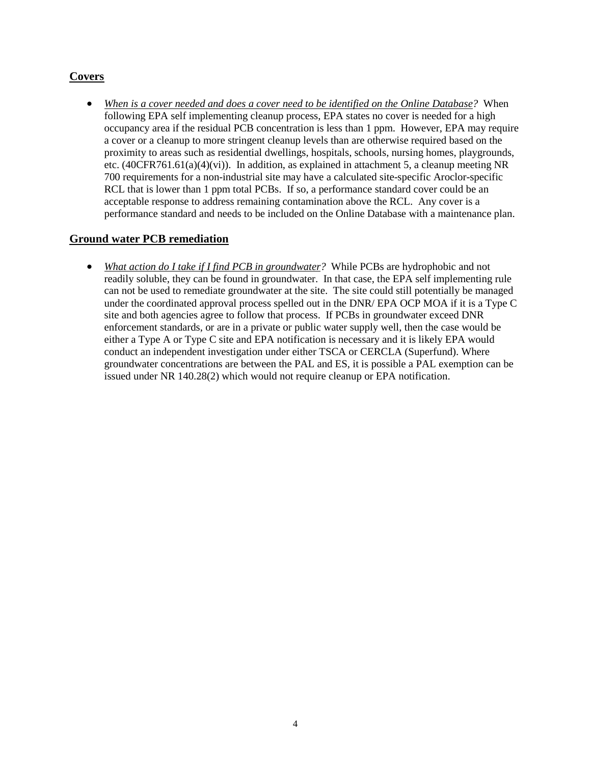## Covers

- *When is a cover needed and does a cover need to be identified on the Online Database?* When following EPA self implementing cleanup process, EPA states no cover is needed for a high occupancy area if the residual PCB concentration is less than 1 ppm. However, EPA may require a cover or a cleanup to more stringent cleanup levels than are otherwise required based on the proximity to areas such as residential dwellings, hospitals, schools, nursing homes, playgrounds, etc. (40CFR761.61(a)(4)(vi)). In addition, as explained in attachment 5, a cleanup meeting NR 700 requirements for a non-industrial site may have a calculated site-specific Aroclor-specific RCL that is lower than 1 ppm total PCBs. If so, a performance standard cover could be an acceptable response to address remaining contamination above the RCL. Any cover is a performance standard and needs to be included on the Online Database with a maintenance plan.

## Ground water PCB remediation

- *What action do I take if I find PCB in groundwater?* While PCBs are hydrophobic and not readily soluble, they can be found in groundwater. In that case, the EPA self implementing rule can not be used to remediate groundwater at the site. The site could still potentially be managed under the coordinated approval process spelled out in the DNR/ EPA OCP MOA if it is a Type C site and both agencies agree to follow that process. If PCBs in groundwater exceed DNR enforcement standards, or are in a private or public water supply well, then the case would be either a Type A or Type C site and EPA notification is necessary and it is likely EPA would conduct an independent investigation under either TSCA or CERCLA (Superfund). Where groundwater concentrations are between the PAL and ES, it is possible a PAL exemption can be issued under NR 140.28(2) which would not require cleanup or EPA notification.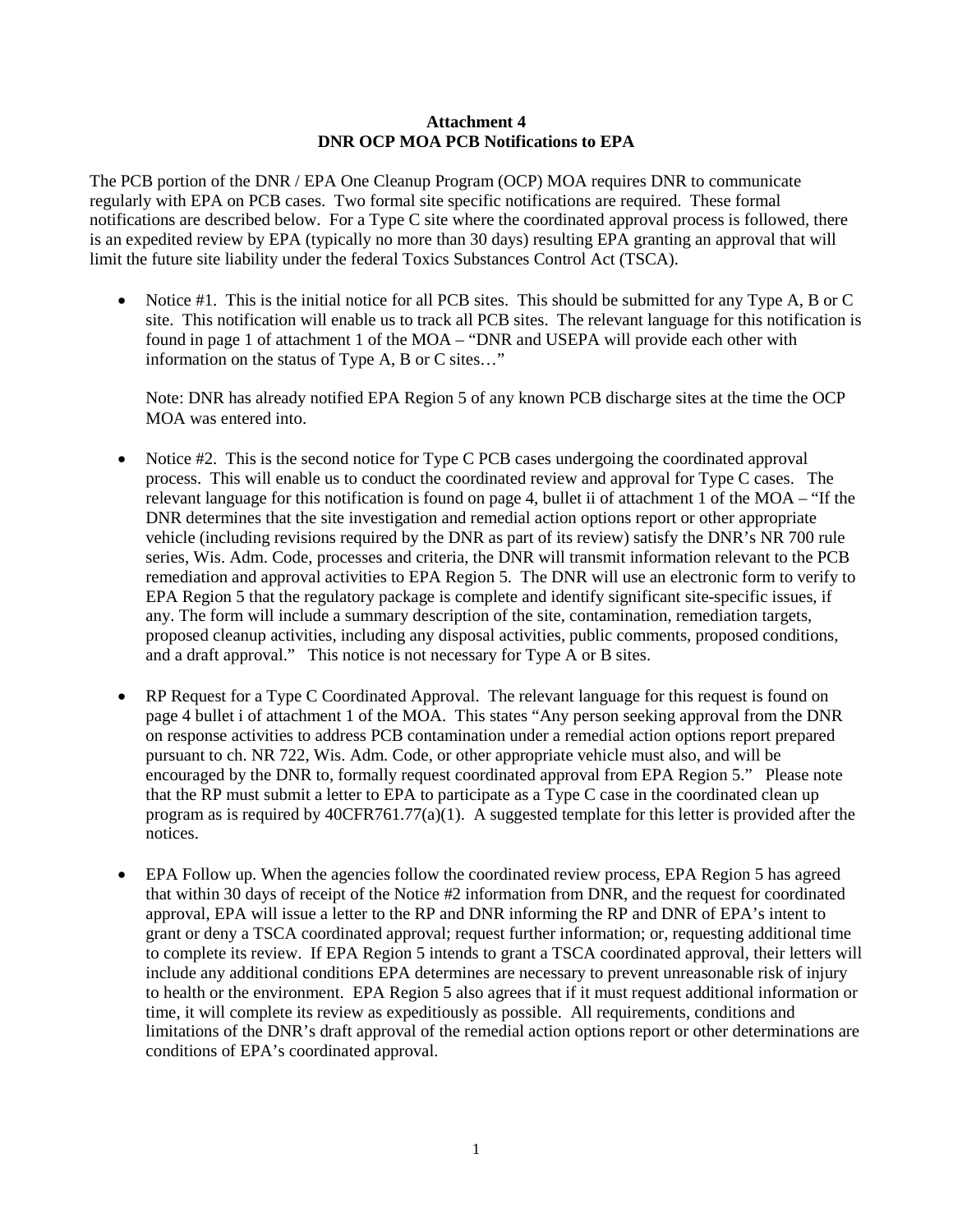**Attachment 4**
**DNR OCP MOA PCB Notifications to EPA**

The PCB portion of the DNR / EPA One Cleanup Program (OCP) MOA requires DNR to communicate regularly with EPA on PCB cases. Two formal site specific notifications are required. These formal notifications are described below. For a Type C site where the coordinated approval process is followed, there is an expedited review by EPA (typically no more than 30 days) resulting EPA granting an approval that will limit the future site liability under the federal Toxics Substances Control Act (TSCA).

- Notice #1. This is the initial notice for all PCB sites. This should be submitted for any Type A, B or C site. This notification will enable us to track all PCB sites. The relevant language for this notification is found in page 1 of attachment 1 of the MOA – "DNR and USEPA will provide each other with information on the status of Type A, B or C sites…"

  Note: DNR has already notified EPA Region 5 of any known PCB discharge sites at the time the OCP MOA was entered into.

- Notice #2. This is the second notice for Type C PCB cases undergoing the coordinated approval process. This will enable us to conduct the coordinated review and approval for Type C cases. The relevant language for this notification is found on page 4, bullet ii of attachment 1 of the MOA – "If the DNR determines that the site investigation and remedial action options report or other appropriate vehicle (including revisions required by the DNR as part of its review) satisfy the DNR's NR 700 rule series, Wis. Adm. Code, processes and criteria, the DNR will transmit information relevant to the PCB remediation and approval activities to EPA Region 5. The DNR will use an electronic form to verify to EPA Region 5 that the regulatory package is complete and identify significant site-specific issues, if any. The form will include a summary description of the site, contamination, remediation targets, proposed cleanup activities, including any disposal activities, public comments, proposed conditions, and a draft approval." This notice is not necessary for Type A or B sites.

- RP Request for a Type C Coordinated Approval. The relevant language for this request is found on page 4 bullet i of attachment 1 of the MOA. This states "Any person seeking approval from the DNR on response activities to address PCB contamination under a remedial action options report prepared pursuant to ch. NR 722, Wis. Adm. Code, or other appropriate vehicle must also, and will be encouraged by the DNR to, formally request coordinated approval from EPA Region 5." Please note that the RP must submit a letter to EPA to participate as a Type C case in the coordinated clean up program as is required by 40CFR761.77(a)(1). A suggested template for this letter is provided after the notices.

- EPA Follow up. When the agencies follow the coordinated review process, EPA Region 5 has agreed that within 30 days of receipt of the Notice #2 information from DNR, and the request for coordinated approval, EPA will issue a letter to the RP and DNR informing the RP and DNR of EPA's intent to grant or deny a TSCA coordinated approval; request further information; or, requesting additional time to complete its review. If EPA Region 5 intends to grant a TSCA coordinated approval, their letters will include any additional conditions EPA determines are necessary to prevent unreasonable risk of injury to health or the environment. EPA Region 5 also agrees that if it must request additional information or time, it will complete its review as expeditiously as possible. All requirements, conditions and limitations of the DNR's draft approval of the remedial action options report or other determinations are conditions of EPA's coordinated approval.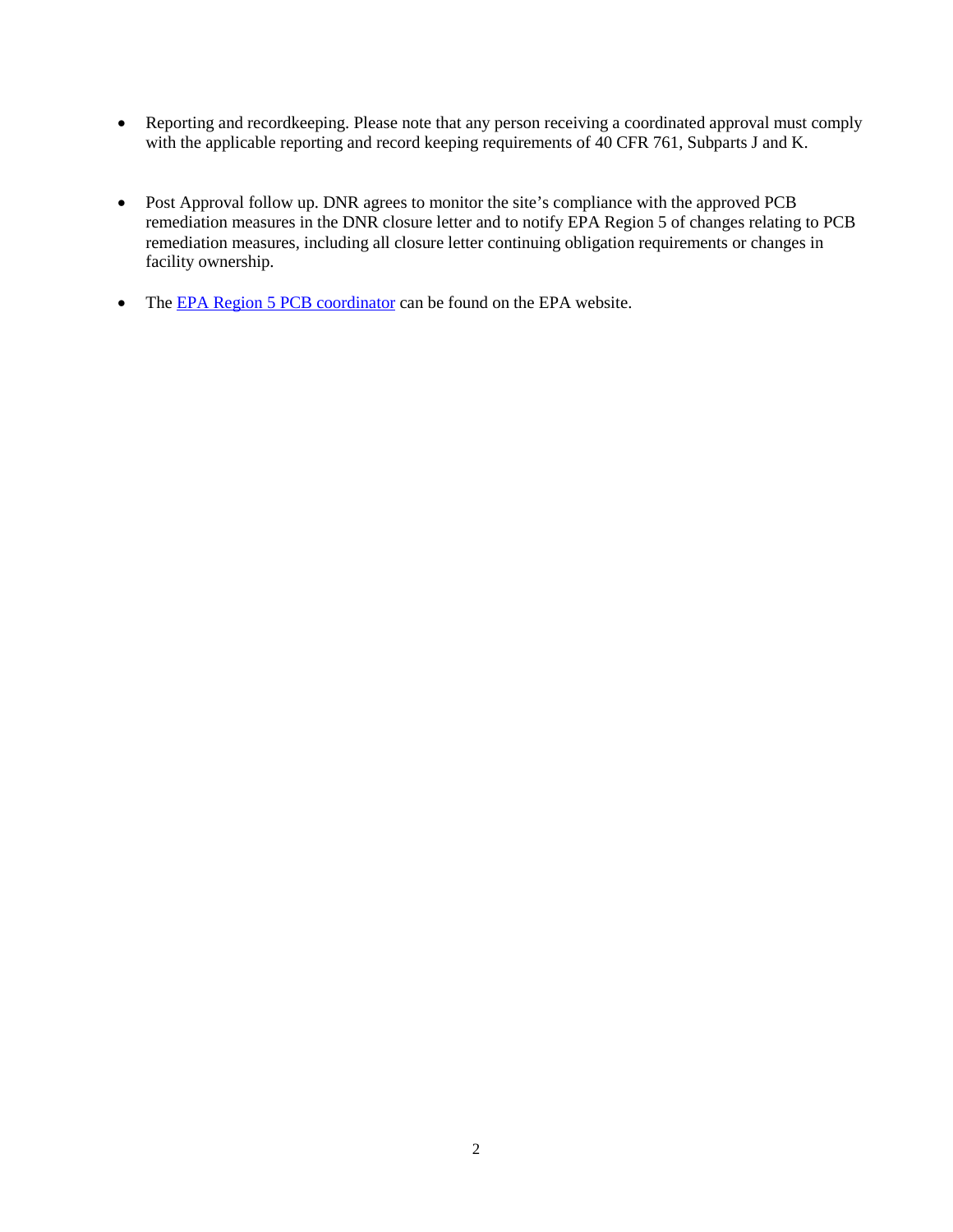- Reporting and recordkeeping. Please note that any person receiving a coordinated approval must comply with the applicable reporting and record keeping requirements of 40 CFR 761, Subparts J and K.

- Post Approval follow up. DNR agrees to monitor the site's compliance with the approved PCB remediation measures in the DNR closure letter and to notify EPA Region 5 of changes relating to PCB remediation measures, including all closure letter continuing obligation requirements or changes in facility ownership.

- The EPA Region 5 PCB coordinator can be found on the EPA website.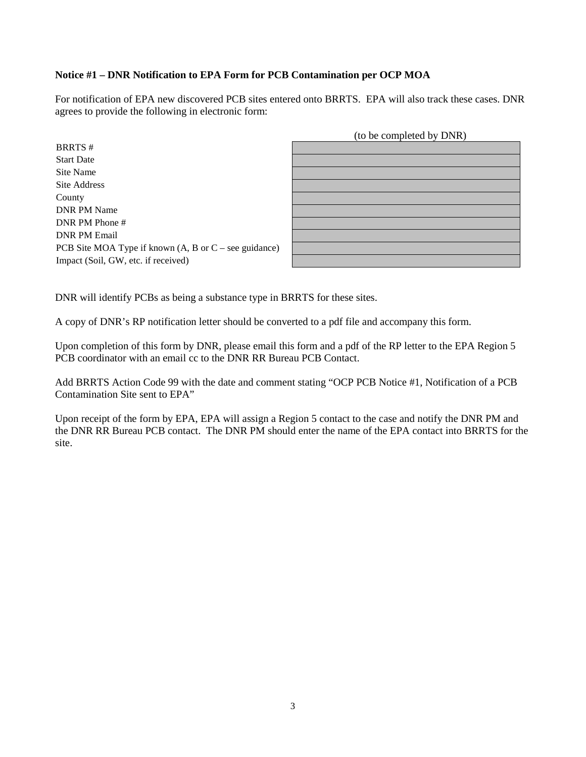**Notice #1 – DNR Notification to EPA Form for PCB Contamination per OCP MOA**

For notification of EPA new discovered PCB sites entered onto BRRTS. EPA will also track these cases. DNR agrees to provide the following in electronic form:

| | (to be completed by DNR) |
|---|---|
| BRRTS # | |
| Start Date | |
| Site Name | |
| Site Address | |
| County | |
| DNR PM Name | |
| DNR PM Phone # | |
| DNR PM Email | |
| PCB Site MOA Type if known (A, B or C – see guidance) | |
| Impact (Soil, GW, etc. if received) | |

DNR will identify PCBs as being a substance type in BRRTS for these sites.

A copy of DNR's RP notification letter should be converted to a pdf file and accompany this form.

Upon completion of this form by DNR, please email this form and a pdf of the RP letter to the EPA Region 5 PCB coordinator with an email cc to the DNR RR Bureau PCB Contact.

Add BRRTS Action Code 99 with the date and comment stating "OCP PCB Notice #1, Notification of a PCB Contamination Site sent to EPA"

Upon receipt of the form by EPA, EPA will assign a Region 5 contact to the case and notify the DNR PM and the DNR RR Bureau PCB contact. The DNR PM should enter the name of the EPA contact into BRRTS for the site.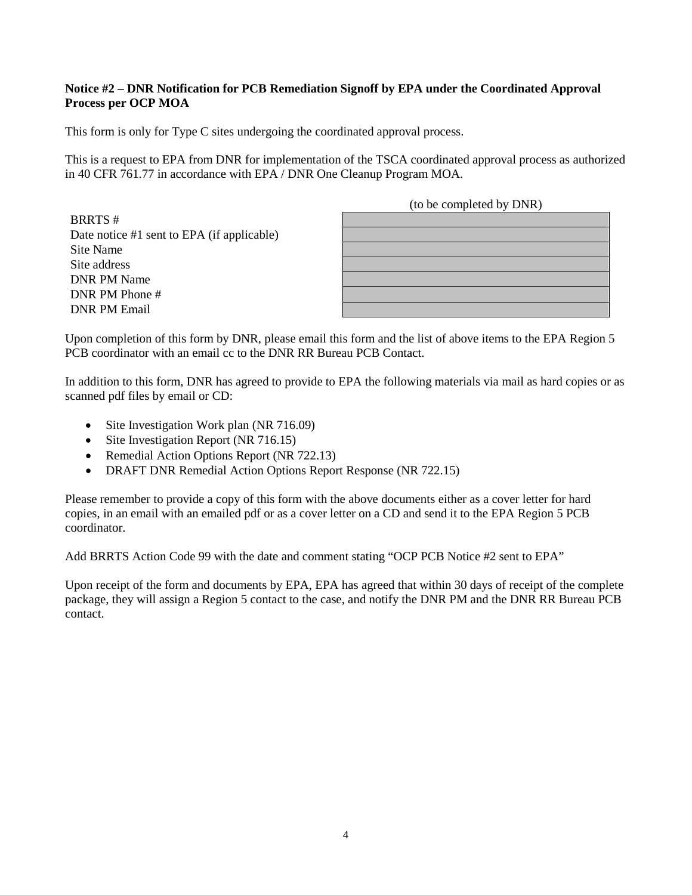**Notice #2 – DNR Notification for PCB Remediation Signoff by EPA under the Coordinated Approval Process per OCP MOA**

This form is only for Type C sites undergoing the coordinated approval process.

This is a request to EPA from DNR for implementation of the TSCA coordinated approval process as authorized in 40 CFR 761.77 in accordance with EPA / DNR One Cleanup Program MOA.

| | (to be completed by DNR) |
|---|---|
| BRRTS # | |
| Date notice #1 sent to EPA (if applicable) | |
| Site Name | |
| Site address | |
| DNR PM Name | |
| DNR PM Phone # | |
| DNR PM Email | |

Upon completion of this form by DNR, please email this form and the list of above items to the EPA Region 5 PCB coordinator with an email cc to the DNR RR Bureau PCB Contact.

In addition to this form, DNR has agreed to provide to EPA the following materials via mail as hard copies or as scanned pdf files by email or CD:

- Site Investigation Work plan (NR 716.09)
- Site Investigation Report (NR 716.15)
- Remedial Action Options Report (NR 722.13)
- DRAFT DNR Remedial Action Options Report Response (NR 722.15)

Please remember to provide a copy of this form with the above documents either as a cover letter for hard copies, in an email with an emailed pdf or as a cover letter on a CD and send it to the EPA Region 5 PCB coordinator.

Add BRRTS Action Code 99 with the date and comment stating "OCP PCB Notice #2 sent to EPA"

Upon receipt of the form and documents by EPA, EPA has agreed that within 30 days of receipt of the complete package, they will assign a Region 5 contact to the case, and notify the DNR PM and the DNR RR Bureau PCB contact.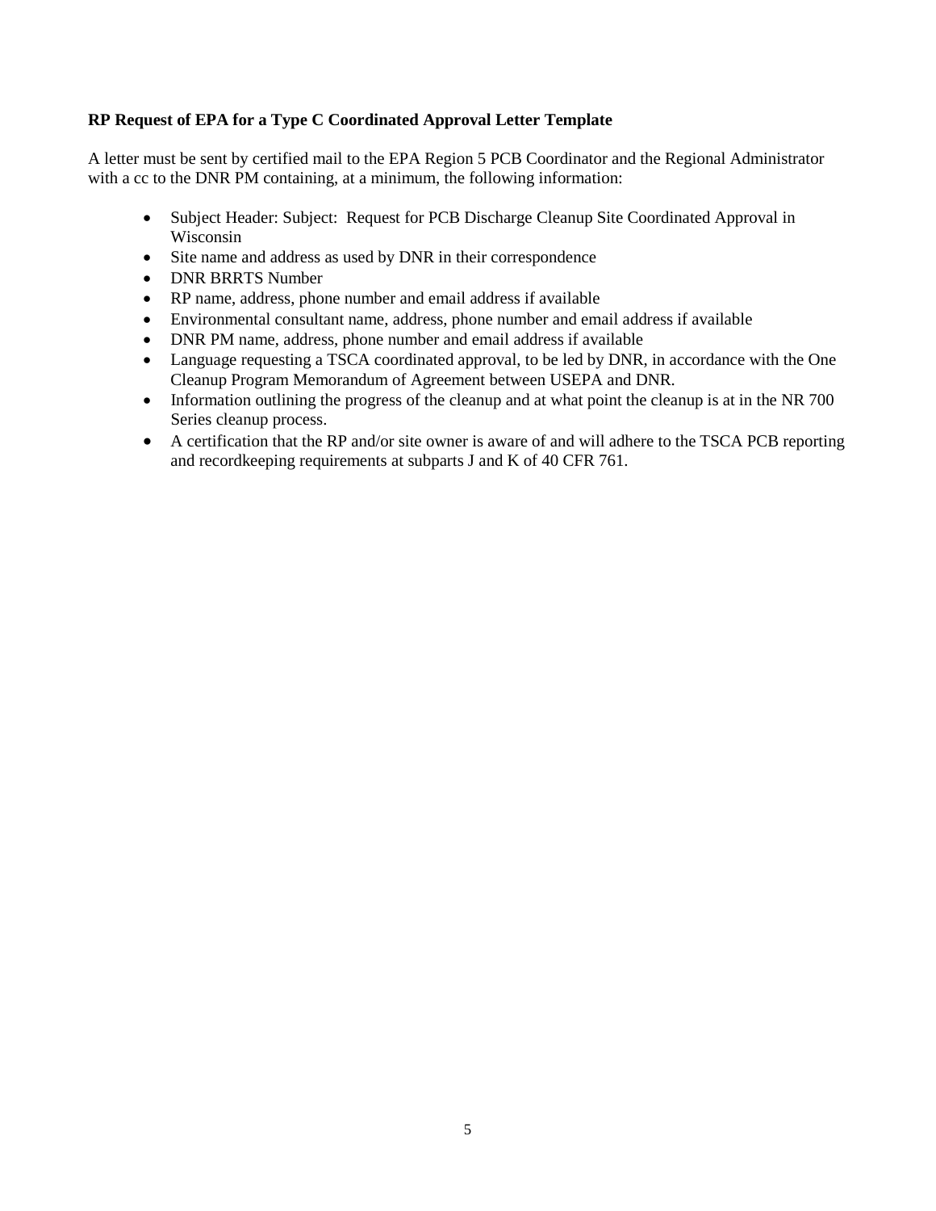**RP Request of EPA for a Type C Coordinated Approval Letter Template**

A letter must be sent by certified mail to the EPA Region 5 PCB Coordinator and the Regional Administrator with a cc to the DNR PM containing, at a minimum, the following information:

- Subject Header: Subject: Request for PCB Discharge Cleanup Site Coordinated Approval in Wisconsin
- Site name and address as used by DNR in their correspondence
- DNR BRRTS Number
- RP name, address, phone number and email address if available
- Environmental consultant name, address, phone number and email address if available
- DNR PM name, address, phone number and email address if available
- Language requesting a TSCA coordinated approval, to be led by DNR, in accordance with the One Cleanup Program Memorandum of Agreement between USEPA and DNR.
- Information outlining the progress of the cleanup and at what point the cleanup is at in the NR 700 Series cleanup process.
- A certification that the RP and/or site owner is aware of and will adhere to the TSCA PCB reporting and recordkeeping requirements at subparts J and K of 40 CFR 761.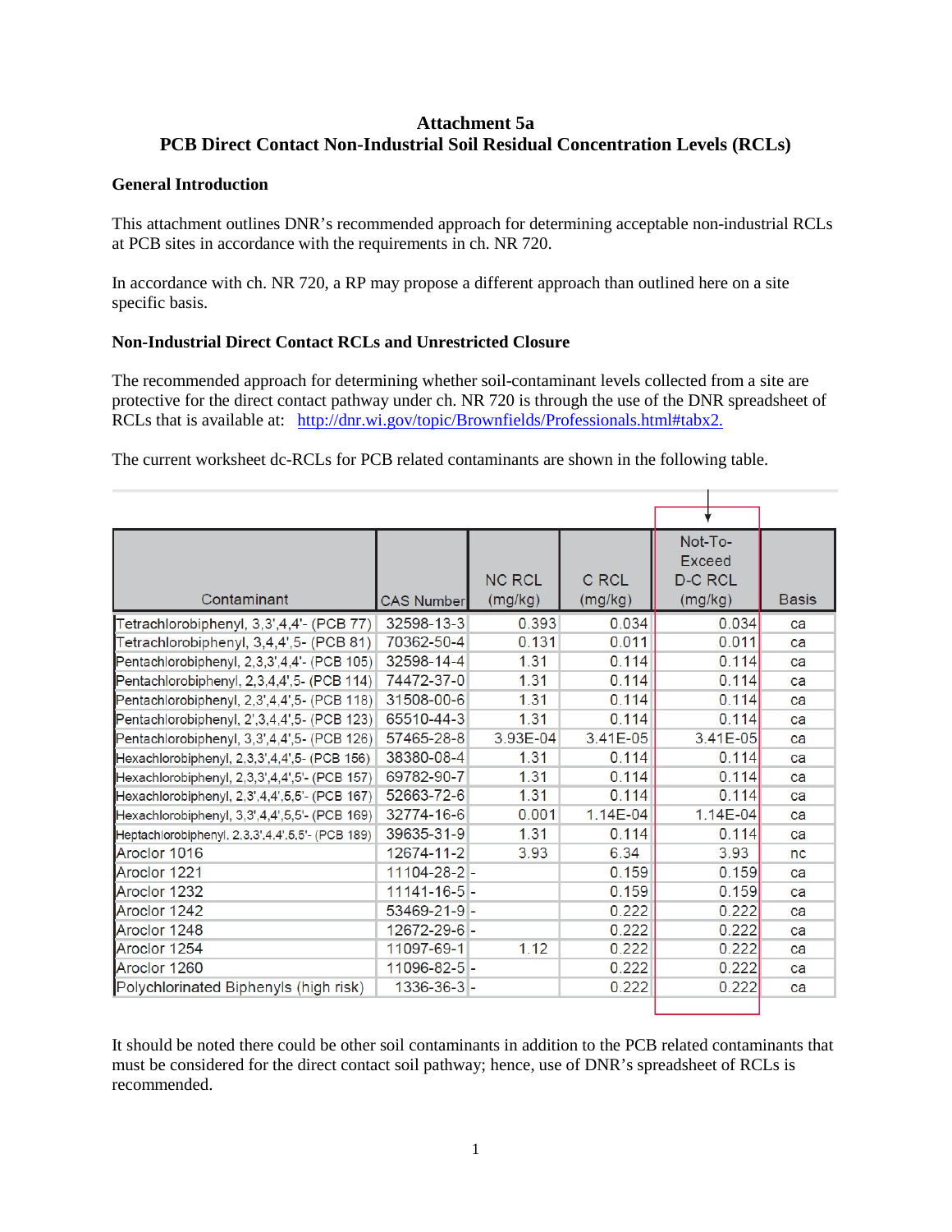# Attachment 5a
# PCB Direct Contact Non-Industrial Soil Residual Concentration Levels (RCLs)

## General Introduction

This attachment outlines DNR's recommended approach for determining acceptable non-industrial RCLs at PCB sites in accordance with the requirements in ch. NR 720.

In accordance with ch. NR 720, a RP may propose a different approach than outlined here on a site specific basis.

## Non-Industrial Direct Contact RCLs and Unrestricted Closure

The recommended approach for determining whether soil-contaminant levels collected from a site are protective for the direct contact pathway under ch. NR 720 is through the use of the DNR spreadsheet of RCLs that is available at: http://dnr.wi.gov/topic/Brownfields/Professionals.html#tabx2.

The current worksheet dc-RCLs for PCB related contaminants are shown in the following table.

| Contaminant | CAS Number | NC RCL (mg/kg) | C RCL (mg/kg) | Not-To-Exceed D-C RCL (mg/kg) | Basis |
|---|---|---|---|---|---|
| Tetrachlorobiphenyl, 3,3',4,4'- (PCB 77) | 32598-13-3 | 0.393 | 0.034 | 0.034 | ca |
| Tetrachlorobiphenyl, 3,4,4',5- (PCB 81) | 70362-50-4 | 0.131 | 0.011 | 0.011 | ca |
| Pentachlorobiphenyl, 2,3,3',4,4'- (PCB 105) | 32598-14-4 | 1.31 | 0.114 | 0.114 | ca |
| Pentachlorobiphenyl, 2,3,4,4',5- (PCB 114) | 74472-37-0 | 1.31 | 0.114 | 0.114 | ca |
| Pentachlorobiphenyl, 2,3',4,4',5- (PCB 118) | 31508-00-6 | 1.31 | 0.114 | 0.114 | ca |
| Pentachlorobiphenyl, 2',3,4,4',5- (PCB 123) | 65510-44-3 | 1.31 | 0.114 | 0.114 | ca |
| Pentachlorobiphenyl, 3,3',4,4',5- (PCB 126) | 57465-28-8 | 3.93E-04 | 3.41E-05 | 3.41E-05 | ca |
| Hexachlorobiphenyl, 2,3,3',4,4',5- (PCB 156) | 38380-08-4 | 1.31 | 0.114 | 0.114 | ca |
| Hexachlorobiphenyl, 2,3,3',4,4',5'- (PCB 157) | 69782-90-7 | 1.31 | 0.114 | 0.114 | ca |
| Hexachlorobiphenyl, 2,3',4,4',5,5'- (PCB 167) | 52663-72-6 | 1.31 | 0.114 | 0.114 | ca |
| Hexachlorobiphenyl, 3,3',4,4',5,5'- (PCB 169) | 32774-16-6 | 0.001 | 1.14E-04 | 1.14E-04 | ca |
| Heptachlorobiphenyl, 2,3,3',4,4',5,5'- (PCB 189) | 39635-31-9 | 1.31 | 0.114 | 0.114 | ca |
| Aroclor 1016 | 12674-11-2 | 3.93 | 6.34 | 3.93 | nc |
| Aroclor 1221 | 11104-28-2 | - | 0.159 | 0.159 | ca |
| Aroclor 1232 | 11141-16-5 | - | 0.159 | 0.159 | ca |
| Aroclor 1242 | 53469-21-9 | - | 0.222 | 0.222 | ca |
| Aroclor 1248 | 12672-29-6 | - | 0.222 | 0.222 | ca |
| Aroclor 1254 | 11097-69-1 | 1.12 | 0.222 | 0.222 | ca |
| Aroclor 1260 | 11096-82-5 | - | 0.222 | 0.222 | ca |
| Polychlorinated Biphenyls (high risk) | 1336-36-3 | - | 0.222 | 0.222 | ca |

It should be noted there could be other soil contaminants in addition to the PCB related contaminants that must be considered for the direct contact soil pathway; hence, use of DNR's spreadsheet of RCLs is recommended.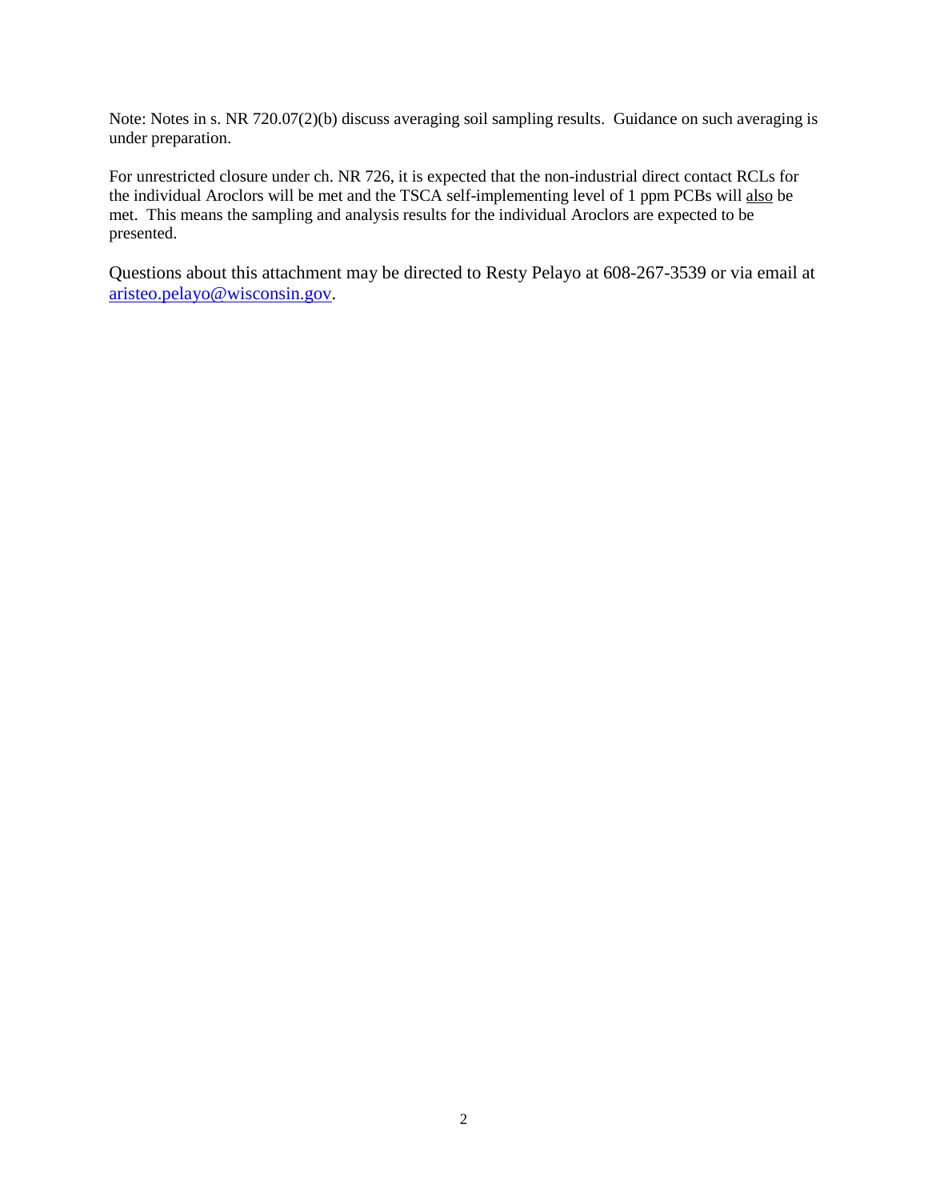Note: Notes in s. NR 720.07(2)(b) discuss averaging soil sampling results. Guidance on such averaging is under preparation.

For unrestricted closure under ch. NR 726, it is expected that the non-industrial direct contact RCLs for the individual Aroclors will be met and the TSCA self-implementing level of 1 ppm PCBs will <u>also</u> be met. This means the sampling and analysis results for the individual Aroclors are expected to be presented.

Questions about this attachment may be directed to Resty Pelayo at 608-267-3539 or via email at aristeo.pelayo@wisconsin.gov.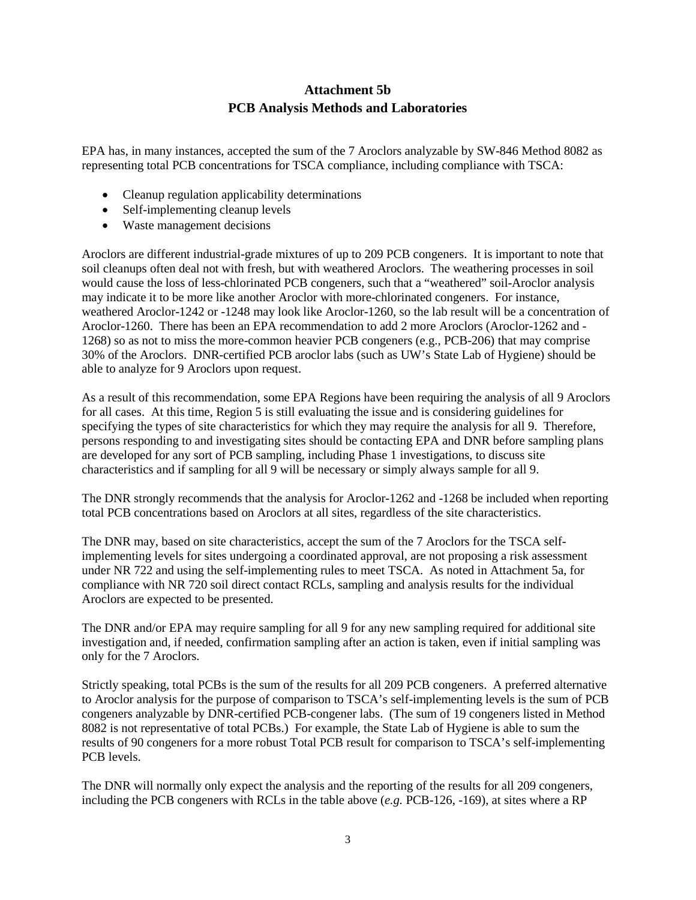# Attachment 5b
## PCB Analysis Methods and Laboratories

EPA has, in many instances, accepted the sum of the 7 Aroclors analyzable by SW-846 Method 8082 as representing total PCB concentrations for TSCA compliance, including compliance with TSCA:

- Cleanup regulation applicability determinations
- Self-implementing cleanup levels
- Waste management decisions

Aroclors are different industrial-grade mixtures of up to 209 PCB congeners. It is important to note that soil cleanups often deal not with fresh, but with weathered Aroclors. The weathering processes in soil would cause the loss of less-chlorinated PCB congeners, such that a "weathered" soil-Aroclor analysis may indicate it to be more like another Aroclor with more-chlorinated congeners. For instance, weathered Aroclor-1242 or -1248 may look like Aroclor-1260, so the lab result will be a concentration of Aroclor-1260. There has been an EPA recommendation to add 2 more Aroclors (Aroclor-1262 and -1268) so as not to miss the more-common heavier PCB congeners (e.g., PCB-206) that may comprise 30% of the Aroclors. DNR-certified PCB aroclor labs (such as UW's State Lab of Hygiene) should be able to analyze for 9 Aroclors upon request.

As a result of this recommendation, some EPA Regions have been requiring the analysis of all 9 Aroclors for all cases. At this time, Region 5 is still evaluating the issue and is considering guidelines for specifying the types of site characteristics for which they may require the analysis for all 9. Therefore, persons responding to and investigating sites should be contacting EPA and DNR before sampling plans are developed for any sort of PCB sampling, including Phase 1 investigations, to discuss site characteristics and if sampling for all 9 will be necessary or simply always sample for all 9.

The DNR strongly recommends that the analysis for Aroclor-1262 and -1268 be included when reporting total PCB concentrations based on Aroclors at all sites, regardless of the site characteristics.

The DNR may, based on site characteristics, accept the sum of the 7 Aroclors for the TSCA self-implementing levels for sites undergoing a coordinated approval, are not proposing a risk assessment under NR 722 and using the self-implementing rules to meet TSCA. As noted in Attachment 5a, for compliance with NR 720 soil direct contact RCLs, sampling and analysis results for the individual Aroclors are expected to be presented.

The DNR and/or EPA may require sampling for all 9 for any new sampling required for additional site investigation and, if needed, confirmation sampling after an action is taken, even if initial sampling was only for the 7 Aroclors.

Strictly speaking, total PCBs is the sum of the results for all 209 PCB congeners. A preferred alternative to Aroclor analysis for the purpose of comparison to TSCA's self-implementing levels is the sum of PCB congeners analyzable by DNR-certified PCB-congener labs. (The sum of 19 congeners listed in Method 8082 is not representative of total PCBs.) For example, the State Lab of Hygiene is able to sum the results of 90 congeners for a more robust Total PCB result for comparison to TSCA's self-implementing PCB levels.

The DNR will normally only expect the analysis and the reporting of the results for all 209 congeners, including the PCB congeners with RCLs in the table above (*e.g.* PCB-126, -169), at sites where a RP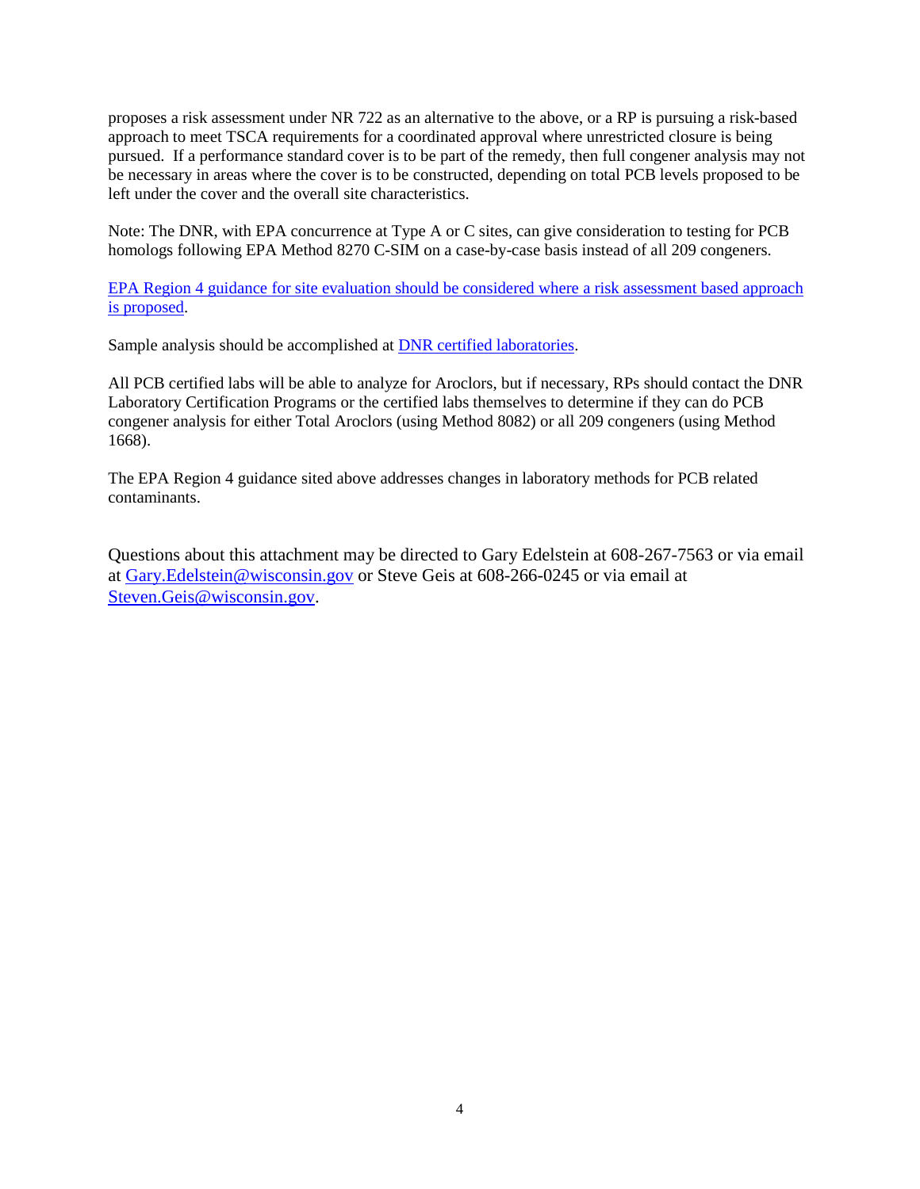proposes a risk assessment under NR 722 as an alternative to the above, or a RP is pursuing a risk-based approach to meet TSCA requirements for a coordinated approval where unrestricted closure is being pursued. If a performance standard cover is to be part of the remedy, then full congener analysis may not be necessary in areas where the cover is to be constructed, depending on total PCB levels proposed to be left under the cover and the overall site characteristics.

Note: The DNR, with EPA concurrence at Type A or C sites, can give consideration to testing for PCB homologs following EPA Method 8270 C-SIM on a case-by-case basis instead of all 209 congeners.

EPA Region 4 guidance for site evaluation should be considered where a risk assessment based approach is proposed.

Sample analysis should be accomplished at DNR certified laboratories.

All PCB certified labs will be able to analyze for Aroclors, but if necessary, RPs should contact the DNR Laboratory Certification Programs or the certified labs themselves to determine if they can do PCB congener analysis for either Total Aroclors (using Method 8082) or all 209 congeners (using Method 1668).

The EPA Region 4 guidance sited above addresses changes in laboratory methods for PCB related contaminants.

Questions about this attachment may be directed to Gary Edelstein at 608-267-7563 or via email at Gary.Edelstein@wisconsin.gov or Steve Geis at 608-266-0245 or via email at Steven.Geis@wisconsin.gov.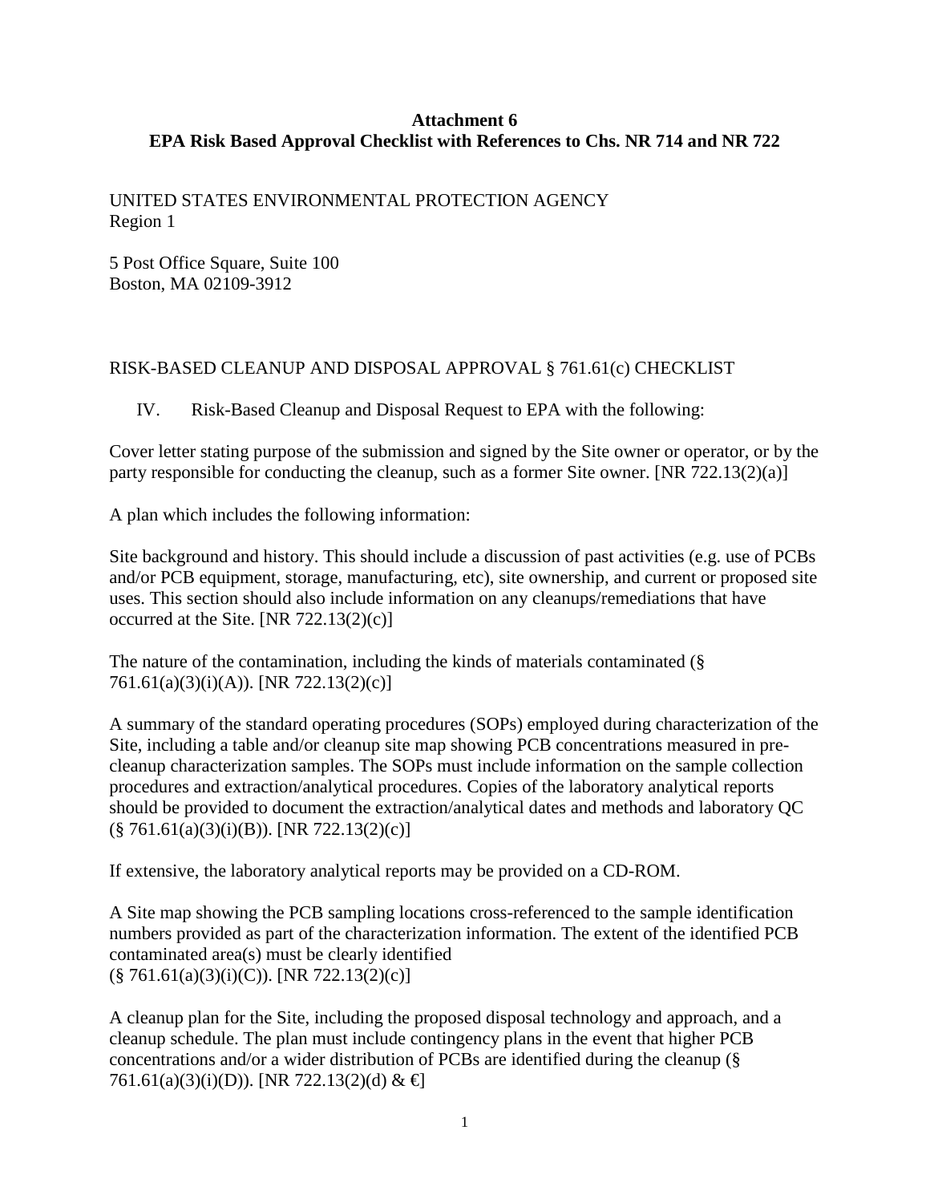**Attachment 6**
**EPA Risk Based Approval Checklist with References to Chs. NR 714 and NR 722**

UNITED STATES ENVIRONMENTAL PROTECTION AGENCY
Region 1

5 Post Office Square, Suite 100
Boston, MA 02109-3912

RISK-BASED CLEANUP AND DISPOSAL APPROVAL § 761.61(c) CHECKLIST

IV. Risk-Based Cleanup and Disposal Request to EPA with the following:

Cover letter stating purpose of the submission and signed by the Site owner or operator, or by the party responsible for conducting the cleanup, such as a former Site owner. [NR 722.13(2)(a)]

A plan which includes the following information:

Site background and history. This should include a discussion of past activities (e.g. use of PCBs and/or PCB equipment, storage, manufacturing, etc), site ownership, and current or proposed site uses. This section should also include information on any cleanups/remediations that have occurred at the Site. [NR 722.13(2)(c)]

The nature of the contamination, including the kinds of materials contaminated (§ 761.61(a)(3)(i)(A)). [NR 722.13(2)(c)]

A summary of the standard operating procedures (SOPs) employed during characterization of the Site, including a table and/or cleanup site map showing PCB concentrations measured in pre-cleanup characterization samples. The SOPs must include information on the sample collection procedures and extraction/analytical procedures. Copies of the laboratory analytical reports should be provided to document the extraction/analytical dates and methods and laboratory QC (§ 761.61(a)(3)(i)(B)). [NR 722.13(2)(c)]

If extensive, the laboratory analytical reports may be provided on a CD-ROM.

A Site map showing the PCB sampling locations cross-referenced to the sample identification numbers provided as part of the characterization information. The extent of the identified PCB contaminated area(s) must be clearly identified
(§ 761.61(a)(3)(i)(C)). [NR 722.13(2)(c)]

A cleanup plan for the Site, including the proposed disposal technology and approach, and a cleanup schedule. The plan must include contingency plans in the event that higher PCB concentrations and/or a wider distribution of PCBs are identified during the cleanup (§ 761.61(a)(3)(i)(D)). [NR 722.13(2)(d) & €]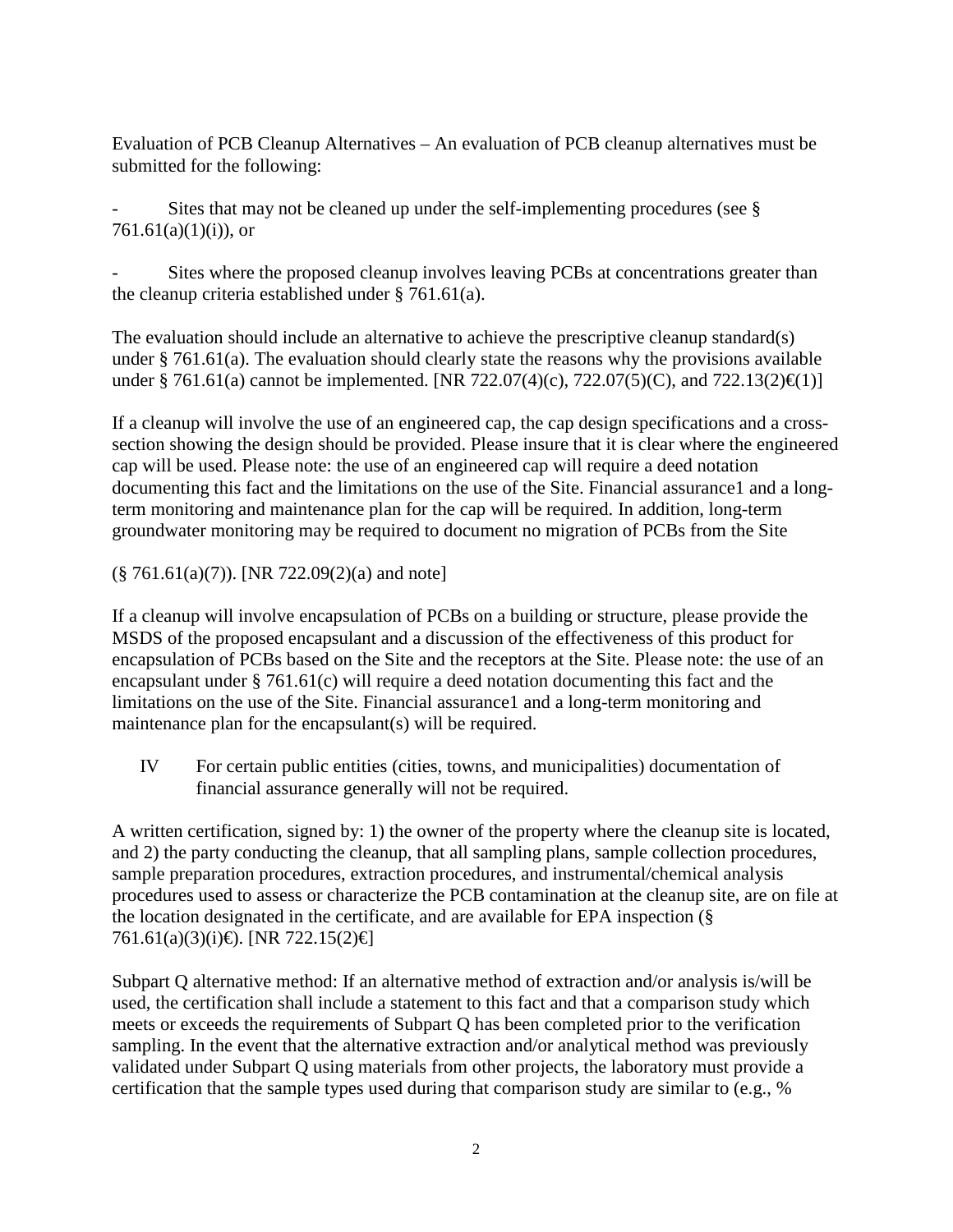Evaluation of PCB Cleanup Alternatives – An evaluation of PCB cleanup alternatives must be submitted for the following:

- Sites that may not be cleaned up under the self-implementing procedures (see § 761.61(a)(1)(i)), or

- Sites where the proposed cleanup involves leaving PCBs at concentrations greater than the cleanup criteria established under § 761.61(a).

The evaluation should include an alternative to achieve the prescriptive cleanup standard(s) under § 761.61(a). The evaluation should clearly state the reasons why the provisions available under § 761.61(a) cannot be implemented. [NR 722.07(4)(c), 722.07(5)(C), and 722.13(2)€(1)]

If a cleanup will involve the use of an engineered cap, the cap design specifications and a cross-section showing the design should be provided. Please insure that it is clear where the engineered cap will be used. Please note: the use of an engineered cap will require a deed notation documenting this fact and the limitations on the use of the Site. Financial assurance1 and a long-term monitoring and maintenance plan for the cap will be required. In addition, long-term groundwater monitoring may be required to document no migration of PCBs from the Site

(§ 761.61(a)(7)). [NR 722.09(2)(a) and note]

If a cleanup will involve encapsulation of PCBs on a building or structure, please provide the MSDS of the proposed encapsulant and a discussion of the effectiveness of this product for encapsulation of PCBs based on the Site and the receptors at the Site. Please note: the use of an encapsulant under § 761.61(c) will require a deed notation documenting this fact and the limitations on the use of the Site. Financial assurance1 and a long-term monitoring and maintenance plan for the encapsulant(s) will be required.

IV For certain public entities (cities, towns, and municipalities) documentation of financial assurance generally will not be required.

A written certification, signed by: 1) the owner of the property where the cleanup site is located, and 2) the party conducting the cleanup, that all sampling plans, sample collection procedures, sample preparation procedures, extraction procedures, and instrumental/chemical analysis procedures used to assess or characterize the PCB contamination at the cleanup site, are on file at the location designated in the certificate, and are available for EPA inspection (§ 761.61(a)(3)(i)€). [NR 722.15(2)€]

Subpart Q alternative method: If an alternative method of extraction and/or analysis is/will be used, the certification shall include a statement to this fact and that a comparison study which meets or exceeds the requirements of Subpart Q has been completed prior to the verification sampling. In the event that the alternative extraction and/or analytical method was previously validated under Subpart Q using materials from other projects, the laboratory must provide a certification that the sample types used during that comparison study are similar to (e.g., %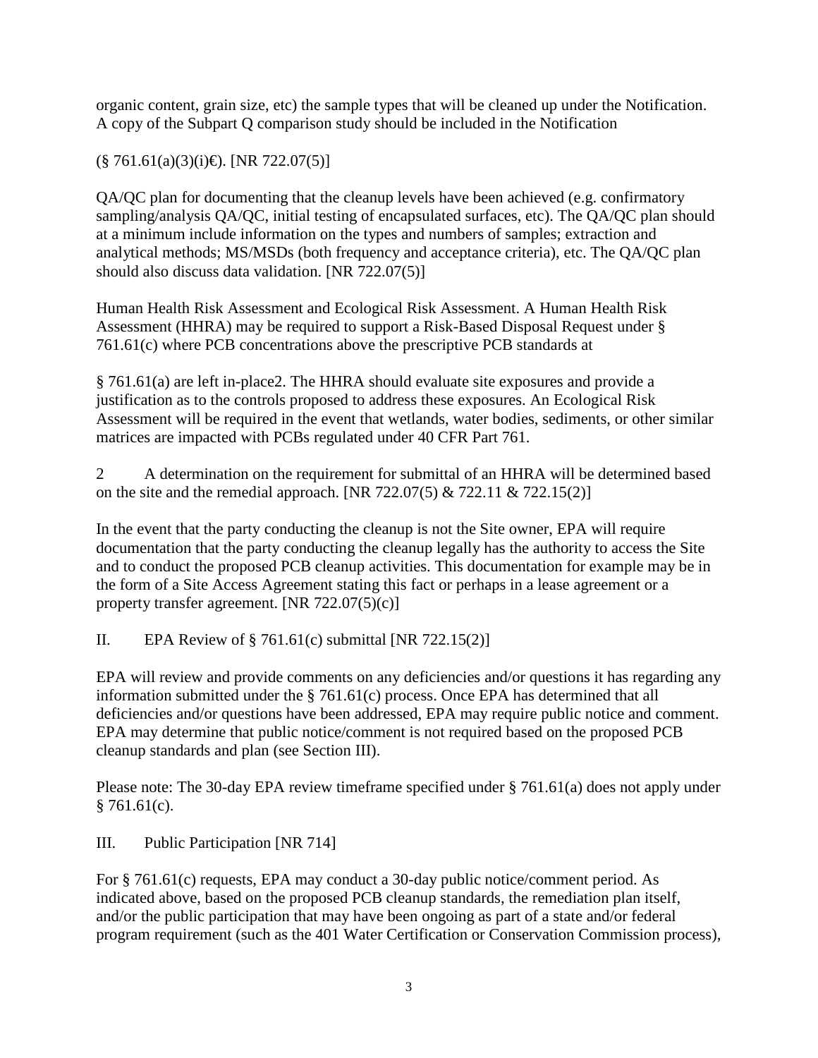organic content, grain size, etc) the sample types that will be cleaned up under the Notification. A copy of the Subpart Q comparison study should be included in the Notification

(§ 761.61(a)(3)(i)€). [NR 722.07(5)]

QA/QC plan for documenting that the cleanup levels have been achieved (e.g. confirmatory sampling/analysis QA/QC, initial testing of encapsulated surfaces, etc). The QA/QC plan should at a minimum include information on the types and numbers of samples; extraction and analytical methods; MS/MSDs (both frequency and acceptance criteria), etc. The QA/QC plan should also discuss data validation. [NR 722.07(5)]

Human Health Risk Assessment and Ecological Risk Assessment. A Human Health Risk Assessment (HHRA) may be required to support a Risk-Based Disposal Request under § 761.61(c) where PCB concentrations above the prescriptive PCB standards at

§ 761.61(a) are left in-place2. The HHRA should evaluate site exposures and provide a justification as to the controls proposed to address these exposures. An Ecological Risk Assessment will be required in the event that wetlands, water bodies, sediments, or other similar matrices are impacted with PCBs regulated under 40 CFR Part 761.

2 A determination on the requirement for submittal of an HHRA will be determined based on the site and the remedial approach. [NR 722.07(5) & 722.11 & 722.15(2)]

In the event that the party conducting the cleanup is not the Site owner, EPA will require documentation that the party conducting the cleanup legally has the authority to access the Site and to conduct the proposed PCB cleanup activities. This documentation for example may be in the form of a Site Access Agreement stating this fact or perhaps in a lease agreement or a property transfer agreement. [NR 722.07(5)(c)]

II. EPA Review of § 761.61(c) submittal [NR 722.15(2)]

EPA will review and provide comments on any deficiencies and/or questions it has regarding any information submitted under the § 761.61(c) process. Once EPA has determined that all deficiencies and/or questions have been addressed, EPA may require public notice and comment. EPA may determine that public notice/comment is not required based on the proposed PCB cleanup standards and plan (see Section III).

Please note: The 30-day EPA review timeframe specified under § 761.61(a) does not apply under § 761.61(c).

III. Public Participation [NR 714]

For § 761.61(c) requests, EPA may conduct a 30-day public notice/comment period. As indicated above, based on the proposed PCB cleanup standards, the remediation plan itself, and/or the public participation that may have been ongoing as part of a state and/or federal program requirement (such as the 401 Water Certification or Conservation Commission process),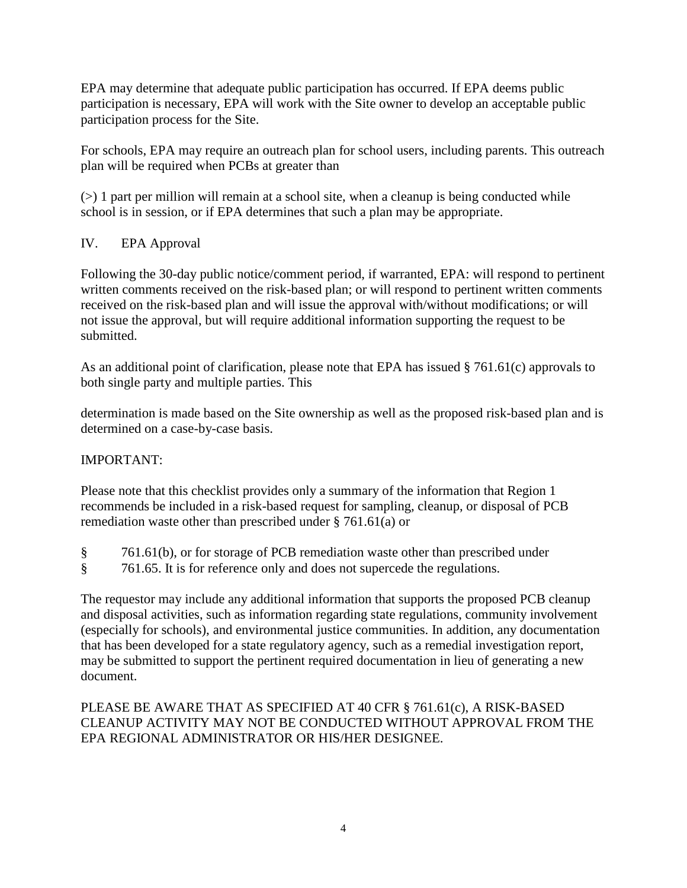EPA may determine that adequate public participation has occurred. If EPA deems public participation is necessary, EPA will work with the Site owner to develop an acceptable public participation process for the Site.

For schools, EPA may require an outreach plan for school users, including parents. This outreach plan will be required when PCBs at greater than

(>) 1 part per million will remain at a school site, when a cleanup is being conducted while school is in session, or if EPA determines that such a plan may be appropriate.

## IV. EPA Approval

Following the 30-day public notice/comment period, if warranted, EPA: will respond to pertinent written comments received on the risk-based plan; or will respond to pertinent written comments received on the risk-based plan and will issue the approval with/without modifications; or will not issue the approval, but will require additional information supporting the request to be submitted.

As an additional point of clarification, please note that EPA has issued § 761.61(c) approvals to both single party and multiple parties. This

determination is made based on the Site ownership as well as the proposed risk-based plan and is determined on a case-by-case basis.

IMPORTANT:

Please note that this checklist provides only a summary of the information that Region 1 recommends be included in a risk-based request for sampling, cleanup, or disposal of PCB remediation waste other than prescribed under § 761.61(a) or

§ 761.61(b), or for storage of PCB remediation waste other than prescribed under
§ 761.65. It is for reference only and does not supercede the regulations.

The requestor may include any additional information that supports the proposed PCB cleanup and disposal activities, such as information regarding state regulations, community involvement (especially for schools), and environmental justice communities. In addition, any documentation that has been developed for a state regulatory agency, such as a remedial investigation report, may be submitted to support the pertinent required documentation in lieu of generating a new document.

PLEASE BE AWARE THAT AS SPECIFIED AT 40 CFR § 761.61(c), A RISK-BASED CLEANUP ACTIVITY MAY NOT BE CONDUCTED WITHOUT APPROVAL FROM THE EPA REGIONAL ADMINISTRATOR OR HIS/HER DESIGNEE.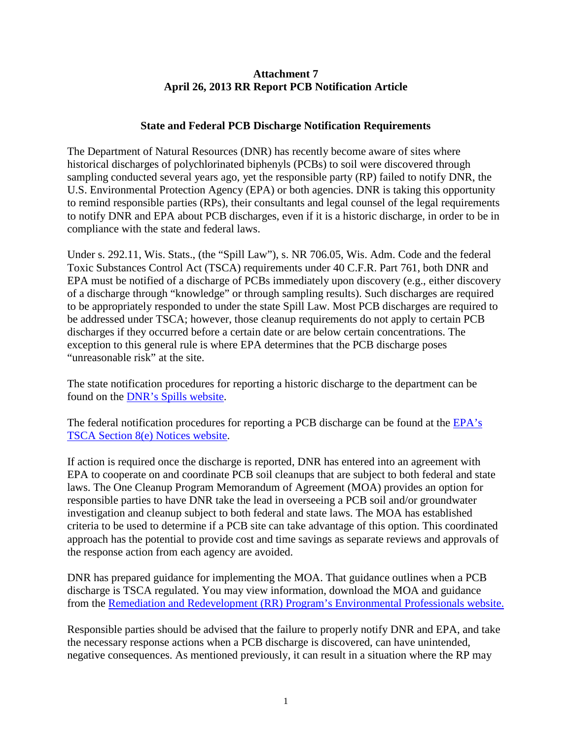**Attachment 7**
**April 26, 2013 RR Report PCB Notification Article**

## State and Federal PCB Discharge Notification Requirements

The Department of Natural Resources (DNR) has recently become aware of sites where historical discharges of polychlorinated biphenyls (PCBs) to soil were discovered through sampling conducted several years ago, yet the responsible party (RP) failed to notify DNR, the U.S. Environmental Protection Agency (EPA) or both agencies. DNR is taking this opportunity to remind responsible parties (RPs), their consultants and legal counsel of the legal requirements to notify DNR and EPA about PCB discharges, even if it is a historic discharge, in order to be in compliance with the state and federal laws.

Under s. 292.11, Wis. Stats., (the "Spill Law"), s. NR 706.05, Wis. Adm. Code and the federal Toxic Substances Control Act (TSCA) requirements under 40 C.F.R. Part 761, both DNR and EPA must be notified of a discharge of PCBs immediately upon discovery (e.g., either discovery of a discharge through "knowledge" or through sampling results). Such discharges are required to be appropriately responded to under the state Spill Law. Most PCB discharges are required to be addressed under TSCA; however, those cleanup requirements do not apply to certain PCB discharges if they occurred before a certain date or are below certain concentrations. The exception to this general rule is where EPA determines that the PCB discharge poses "unreasonable risk" at the site.

The state notification procedures for reporting a historic discharge to the department can be found on the DNR's Spills website.

The federal notification procedures for reporting a PCB discharge can be found at the EPA's TSCA Section 8(e) Notices website.

If action is required once the discharge is reported, DNR has entered into an agreement with EPA to cooperate on and coordinate PCB soil cleanups that are subject to both federal and state laws. The One Cleanup Program Memorandum of Agreement (MOA) provides an option for responsible parties to have DNR take the lead in overseeing a PCB soil and/or groundwater investigation and cleanup subject to both federal and state laws. The MOA has established criteria to be used to determine if a PCB site can take advantage of this option. This coordinated approach has the potential to provide cost and time savings as separate reviews and approvals of the response action from each agency are avoided.

DNR has prepared guidance for implementing the MOA. That guidance outlines when a PCB discharge is TSCA regulated. You may view information, download the MOA and guidance from the Remediation and Redevelopment (RR) Program's Environmental Professionals website.

Responsible parties should be advised that the failure to properly notify DNR and EPA, and take the necessary response actions when a PCB discharge is discovered, can have unintended, negative consequences. As mentioned previously, it can result in a situation where the RP may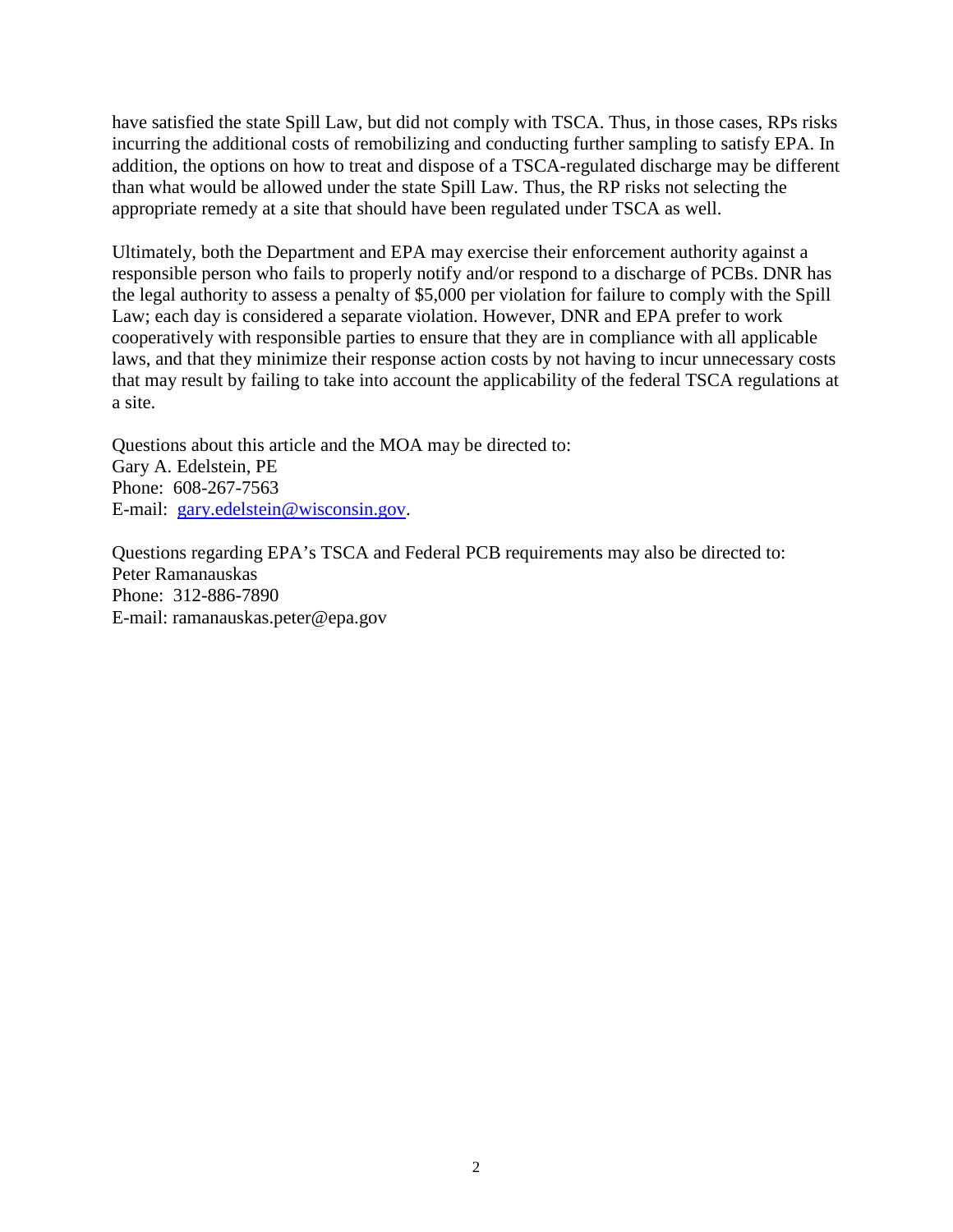have satisfied the state Spill Law, but did not comply with TSCA. Thus, in those cases, RPs risks incurring the additional costs of remobilizing and conducting further sampling to satisfy EPA. In addition, the options on how to treat and dispose of a TSCA-regulated discharge may be different than what would be allowed under the state Spill Law. Thus, the RP risks not selecting the appropriate remedy at a site that should have been regulated under TSCA as well.

Ultimately, both the Department and EPA may exercise their enforcement authority against a responsible person who fails to properly notify and/or respond to a discharge of PCBs. DNR has the legal authority to assess a penalty of $5,000 per violation for failure to comply with the Spill Law; each day is considered a separate violation. However, DNR and EPA prefer to work cooperatively with responsible parties to ensure that they are in compliance with all applicable laws, and that they minimize their response action costs by not having to incur unnecessary costs that may result by failing to take into account the applicability of the federal TSCA regulations at a site.

Questions about this article and the MOA may be directed to:
Gary A. Edelstein, PE
Phone: 608-267-7563
E-mail: [gary.edelstein@wisconsin.gov](mailto:gary.edelstein@wisconsin.gov).

Questions regarding EPA's TSCA and Federal PCB requirements may also be directed to:
Peter Ramanauskas
Phone: 312-886-7890
E-mail: ramanauskas.peter@epa.gov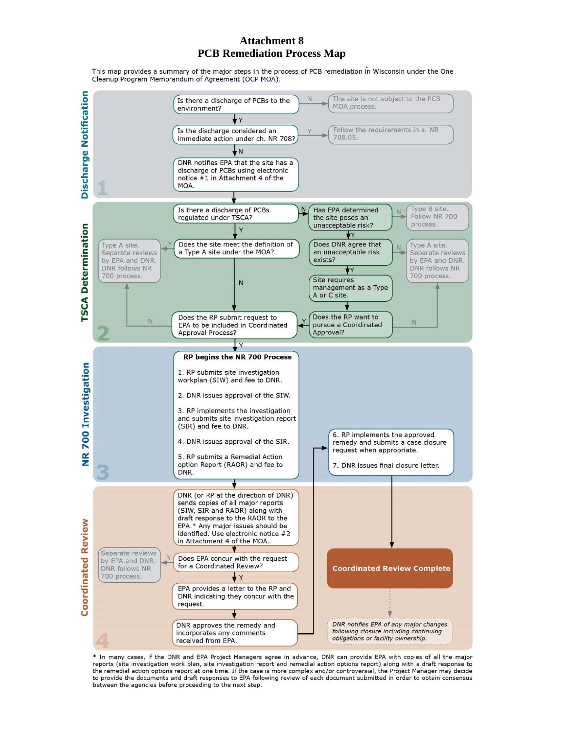# Attachment 8
# PCB Remediation Process Map

This map provides a summary of the major steps in the process of PCB remediation in Wisconsin under the One Cleanup Program Memorandum of Agreement (OCP MOA).

## 1 Discharge Notification

Is there a discharge of PCBs to the environment?

N

The site is not subject to the PCB MOA process.

Y

Is the discharge considered an immediate action under ch. NR 708?

Y

Follow the requirements in s. NR 708.05.

N

DNR notifies EPA that the site has a discharge of PCBs using electronic notice #1 in Attachment 4 of the MOA.

## 2 TSCA Determination

Is there a discharge of PCBs regulated under TSCA?

N

Has EPA determined the site poses an unacceptable risk?

N

Type B site. Follow NR 700 process.

Y

Does DNR agree that an unacceptable risk exists?

N

Type A site. Separate reviews by EPA and DNR. DNR follows NR 700 process.

Y

Site requires management as a Type A or C site.

Does the RP want to pursue a Coordinated Approval?

N

Y

Y

Does the site meet the definition of a Type A site under the MOA?

Y

Type A site. Separate reviews by EPA and DNR. DNR follows NR 700 process.

N

Does the RP submit request to EPA to be included in Coordinated Approval Process?

N

Y

## 3 NR 700 Investigation

**RP begins the NR 700 Process**

1. RP submits site investigation workplan (SIW) and fee to DNR.
2. DNR issues approval of the SIW.
3. RP implements the investigation and submits site investigation report (SIR) and fee to DNR.
4. DNR issues approval of the SIR.
5. RP submits a Remedial Action option Report (RAOR) and fee to DNR.

6. RP implements the approved remedy and submits a case closure request when appropriate.
7. DNR issues final closure letter.

## 4 Coordinated Review

DNR (or RP at the direction of DNR) sends copies of all major reports (SIW, SIR and RAOR) along with draft response to the RAOR to the EPA.* Any major issues should be identified. Use electronic notice #2 in Attachment 4 of the MOA.

Does EPA concur with the request for a Coordinated Review?

N

Separate reviews by EPA and DNR. DNR follows NR 700 process.

Y

EPA provides a letter to the RP and DNR indicating they concur with the request.

DNR approves the remedy and incorporates any comments received from EPA.

**Coordinated Review Complete**

*DNR notifies EPA of any major changes following closure including continuing obligations or facility ownership.*

\* In many cases, if the DNR and EPA Project Managers agree in advance, DNR can provide EPA with copies of all the major reports (site investigation work plan, site investigation report and remedial action options report) along with a draft response to the remedial action options report at one time. If the case is more complex and/or controversial, the Project Manager may decide to provide the documents and draft responses to EPA following review of each document submitted in order to obtain consensus between the agencies before proceeding to the next step.